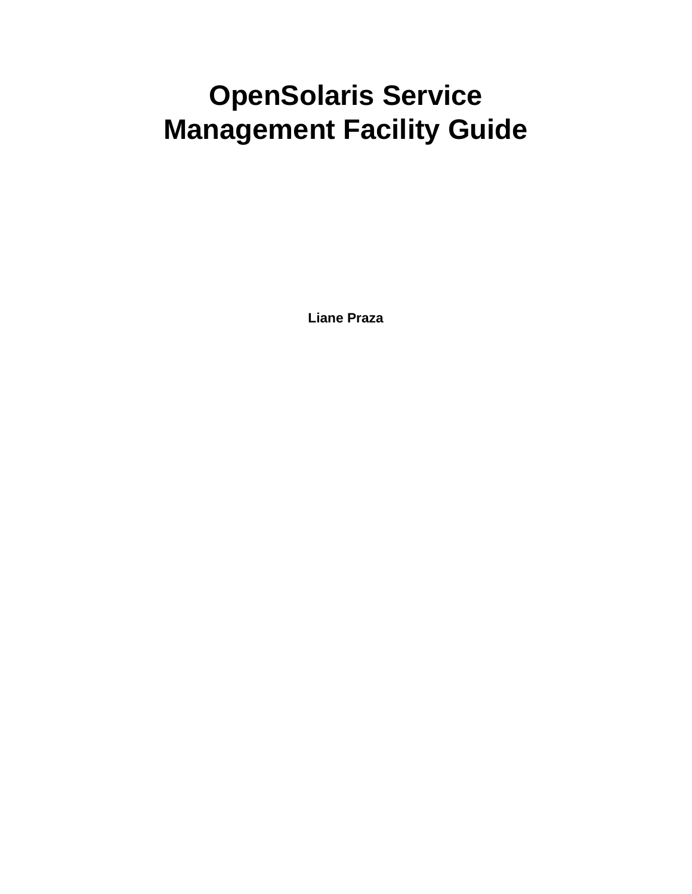# OpenSolaris Service Management Facility Guide

**Liane Praza**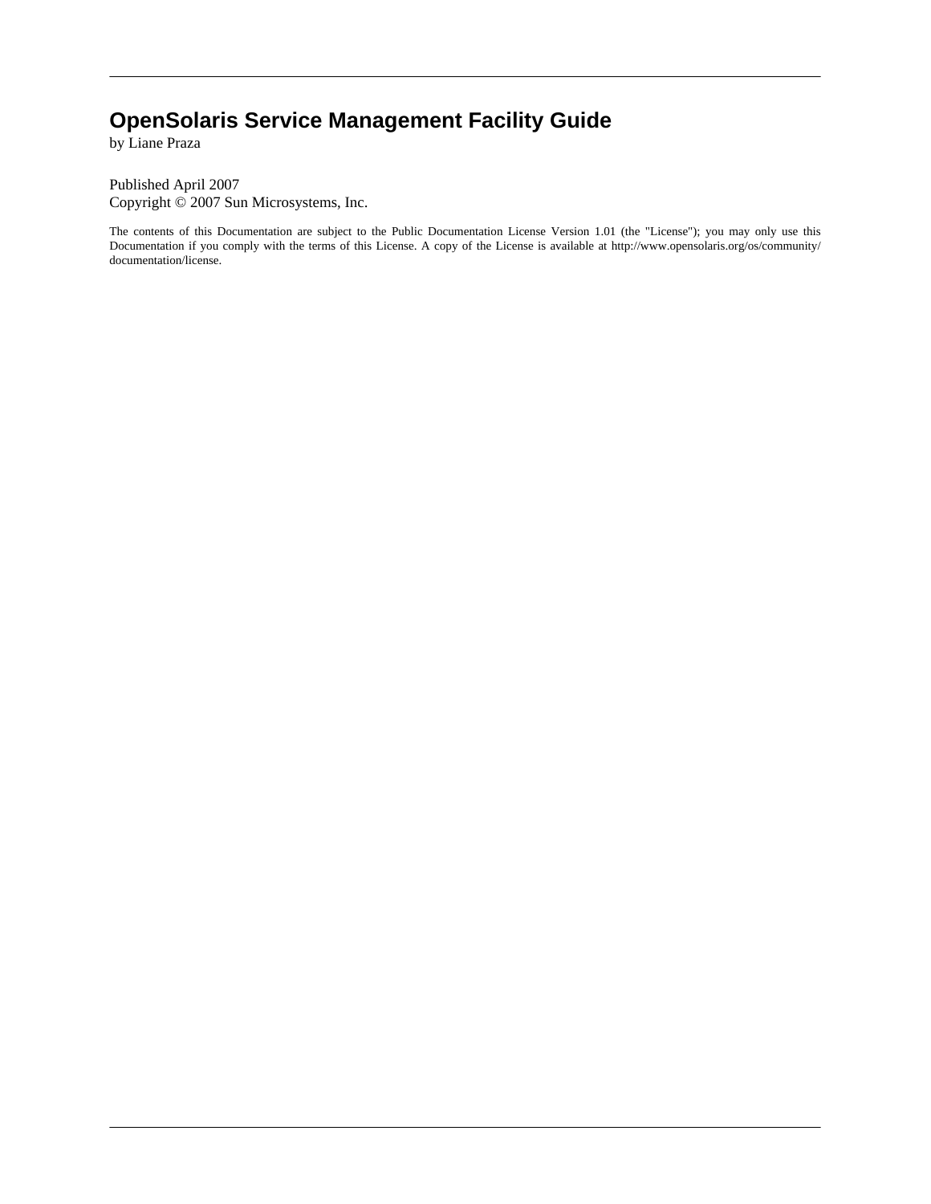# OpenSolaris Service Management Facility Guide

by Liane Praza

Published April 2007

Copyright © 2007 Sun Microsystems, Inc.

The contents of this Documentation are subject to the Public Documentation License Version 1.01 (the "License"); you may only use this Documentation if you comply with the terms of this License. A copy of the License is available at http://www.opensolaris.org/os/community/documentation/license.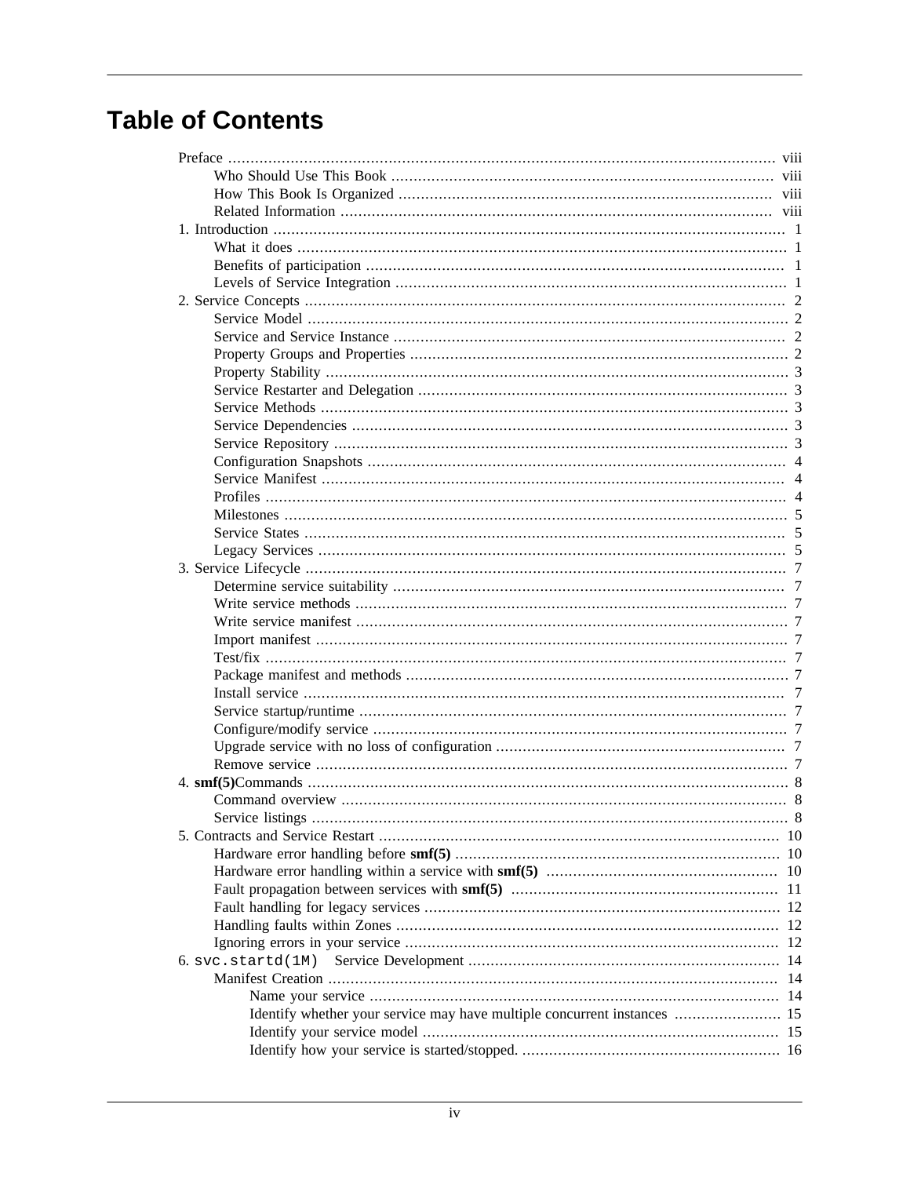# Table of Contents

- Preface ... viii
  - Who Should Use This Book ... viii
  - How This Book Is Organized ... viii
  - Related Information ... viii
- 1. Introduction ... 1
  - What it does ... 1
  - Benefits of participation ... 1
  - Levels of Service Integration ... 1
- 2. Service Concepts ... 2
  - Service Model ... 2
  - Service and Service Instance ... 2
  - Property Groups and Properties ... 2
  - Property Stability ... 3
  - Service Restarter and Delegation ... 3
  - Service Methods ... 3
  - Service Dependencies ... 3
  - Service Repository ... 3
  - Configuration Snapshots ... 4
  - Service Manifest ... 4
  - Profiles ... 4
  - Milestones ... 5
  - Service States ... 5
  - Legacy Services ... 5
- 3. Service Lifecycle ... 7
  - Determine service suitability ... 7
  - Write service methods ... 7
  - Write service manifest ... 7
  - Import manifest ... 7
  - Test/fix ... 7
  - Package manifest and methods ... 7
  - Install service ... 7
  - Service startup/runtime ... 7
  - Configure/modify service ... 7
  - Upgrade service with no loss of configuration ... 7
  - Remove service ... 7
- 4. **smf(5)**Commands ... 8
  - Command overview ... 8
  - Service listings ... 8
- 5. Contracts and Service Restart ... 10
  - Hardware error handling before **smf(5)** ... 10
  - Hardware error handling within a service with **smf(5)** ... 10
  - Fault propagation between services with **smf(5)** ... 11
  - Fault handling for legacy services ... 12
  - Handling faults within Zones ... 12
  - Ignoring errors in your service ... 12
- 6. `svc.startd(1M)` Service Development ... 14
  - Manifest Creation ... 14
    - Name your service ... 14
    - Identify whether your service may have multiple concurrent instances ... 15
    - Identify your service model ... 15
    - Identify how your service is started/stopped. ... 16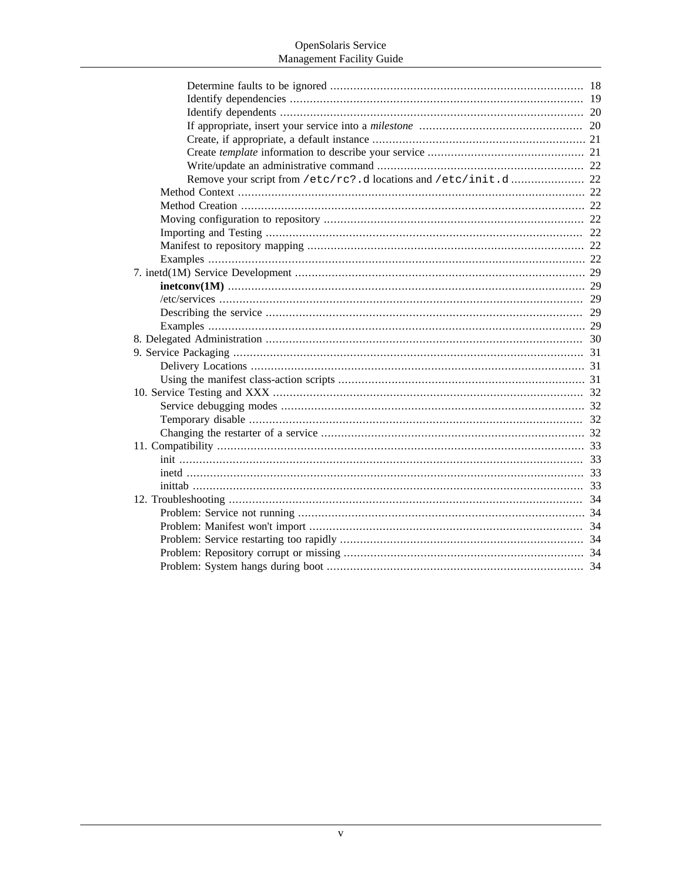- Determine faults to be ignored ............................................................................ 18
- Identify dependencies ........................................................................................ 19
- Identify dependents ........................................................................................... 20
- If appropriate, insert your service into a *milestone* ................................................. 20
- Create, if appropriate, a default instance ................................................................ 21
- Create *template* information to describe your service ............................................... 21
- Write/update an administrative command .............................................................. 22
- Remove your script from `/etc/rc?.d` locations and `/etc/init.d` ...................... 22

Method Context ........................................................................................................ 22
Method Creation ....................................................................................................... 22
Moving configuration to repository .............................................................................. 22
Importing and Testing ............................................................................................... 22
Manifest to repository mapping .................................................................................. 22
Examples ................................................................................................................. 22

7. inetd(1M) Service Development ....................................................................................... 29
   - **inetconv(1M)** .......................................................................................................... 29
   - /etc/services ............................................................................................................. 29
   - Describing the service ............................................................................................... 29
   - Examples ................................................................................................................. 29
8. Delegated Administration ............................................................................................... 30
9. Service Packaging ......................................................................................................... 31
   - Delivery Locations .................................................................................................... 31
   - Using the manifest class-action scripts .......................................................................... 31
10. Service Testing and XXX ............................................................................................. 32
    - Service debugging modes ........................................................................................... 32
    - Temporary disable .................................................................................................... 32
    - Changing the restarter of a service ............................................................................... 32
11. Compatibility .............................................................................................................. 33
    - init ......................................................................................................................... 33
    - inetd ....................................................................................................................... 33
    - inittab ..................................................................................................................... 33
12. Troubleshooting .......................................................................................................... 34
    - Problem: Service not running ..................................................................................... 34
    - Problem: Manifest won't import .................................................................................. 34
    - Problem: Service restarting too rapidly ......................................................................... 34
    - Problem: Repository corrupt or missing ........................................................................ 34
    - Problem: System hangs during boot ............................................................................ 34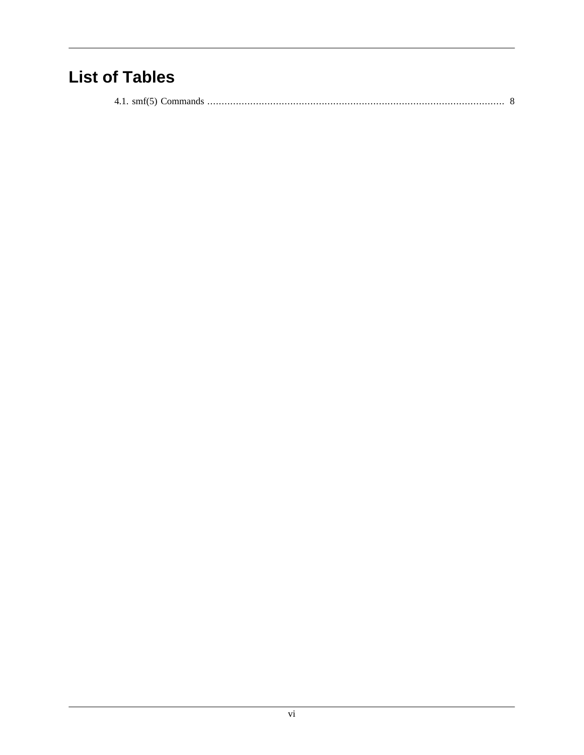# List of Tables

4.1. smf(5) Commands ........................................................................................................ 8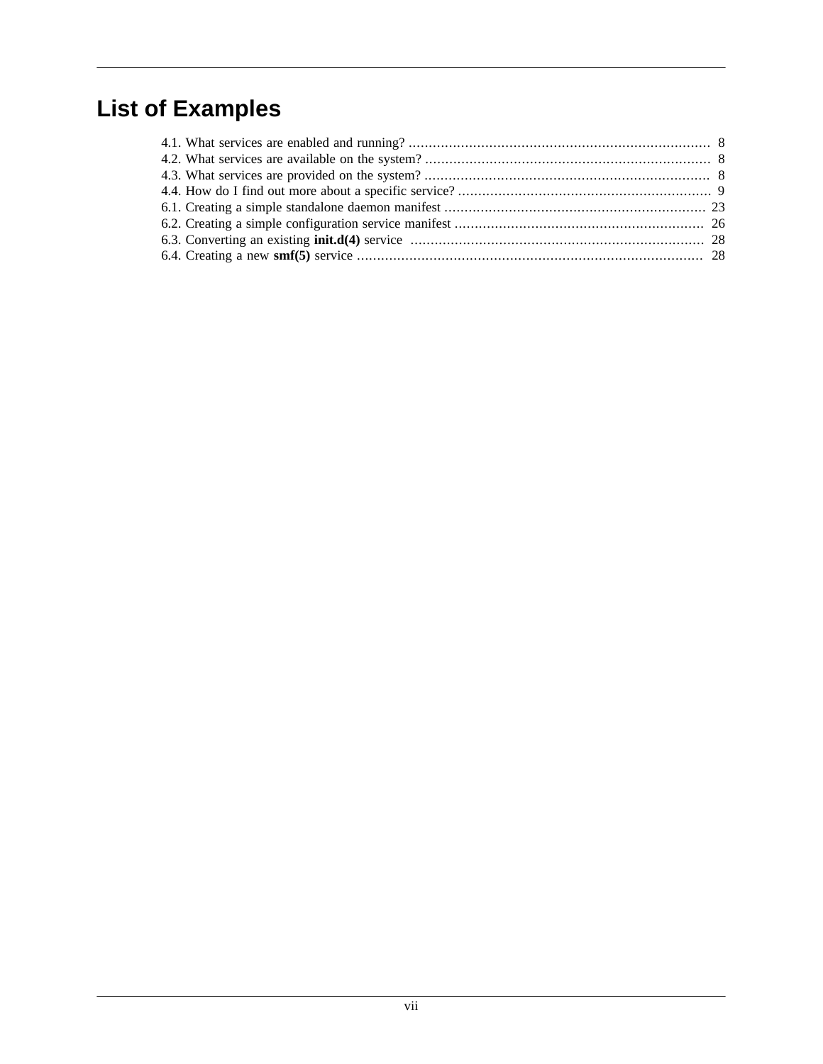# List of Examples

4.1. What services are enabled and running? ... 8
4.2. What services are available on the system? ... 8
4.3. What services are provided on the system? ... 8
4.4. How do I find out more about a specific service? ... 9
6.1. Creating a simple standalone daemon manifest ... 23
6.2. Creating a simple configuration service manifest ... 26
6.3. Converting an existing **init.d(4)** service ... 28
6.4. Creating a new **smf(5)** service ... 28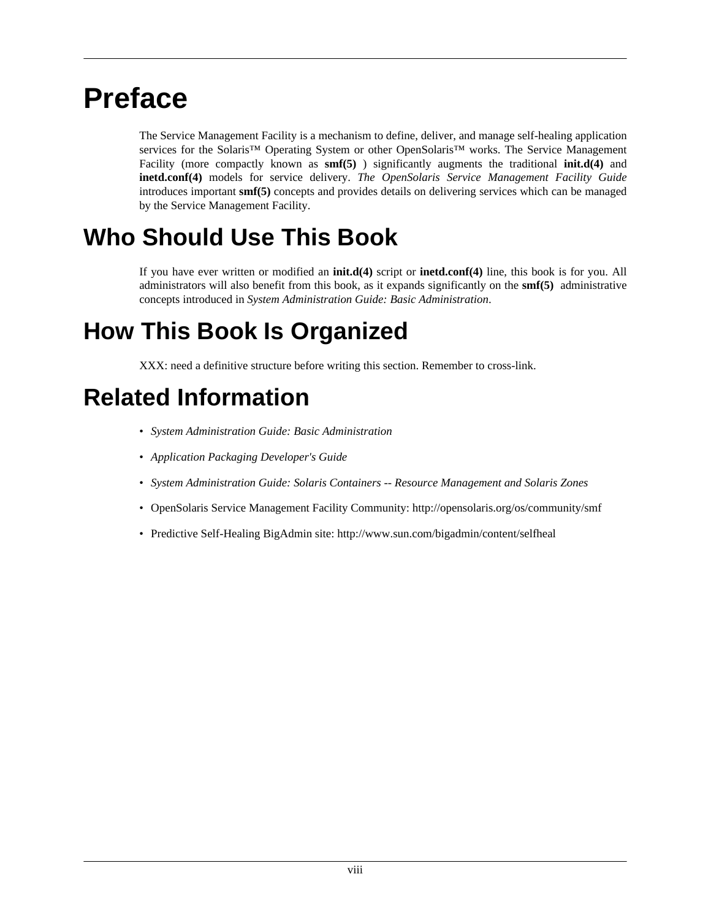# Preface

The Service Management Facility is a mechanism to define, deliver, and manage self-healing application services for the Solaris™ Operating System or other OpenSolaris™ works. The Service Management Facility (more compactly known as **smf(5)** ) significantly augments the traditional **init.d(4)** and **inetd.conf(4)** models for service delivery. *The OpenSolaris Service Management Facility Guide* introduces important **smf(5)** concepts and provides details on delivering services which can be managed by the Service Management Facility.

# Who Should Use This Book

If you have ever written or modified an **init.d(4)** script or **inetd.conf(4)** line, this book is for you. All administrators will also benefit from this book, as it expands significantly on the **smf(5)** administrative concepts introduced in *System Administration Guide: Basic Administration*.

# How This Book Is Organized

XXX: need a definitive structure before writing this section. Remember to cross-link.

# Related Information

- *System Administration Guide: Basic Administration*
- *Application Packaging Developer's Guide*
- *System Administration Guide: Solaris Containers -- Resource Management and Solaris Zones*
- OpenSolaris Service Management Facility Community: http://opensolaris.org/os/community/smf
- Predictive Self-Healing BigAdmin site: http://www.sun.com/bigadmin/content/selfheal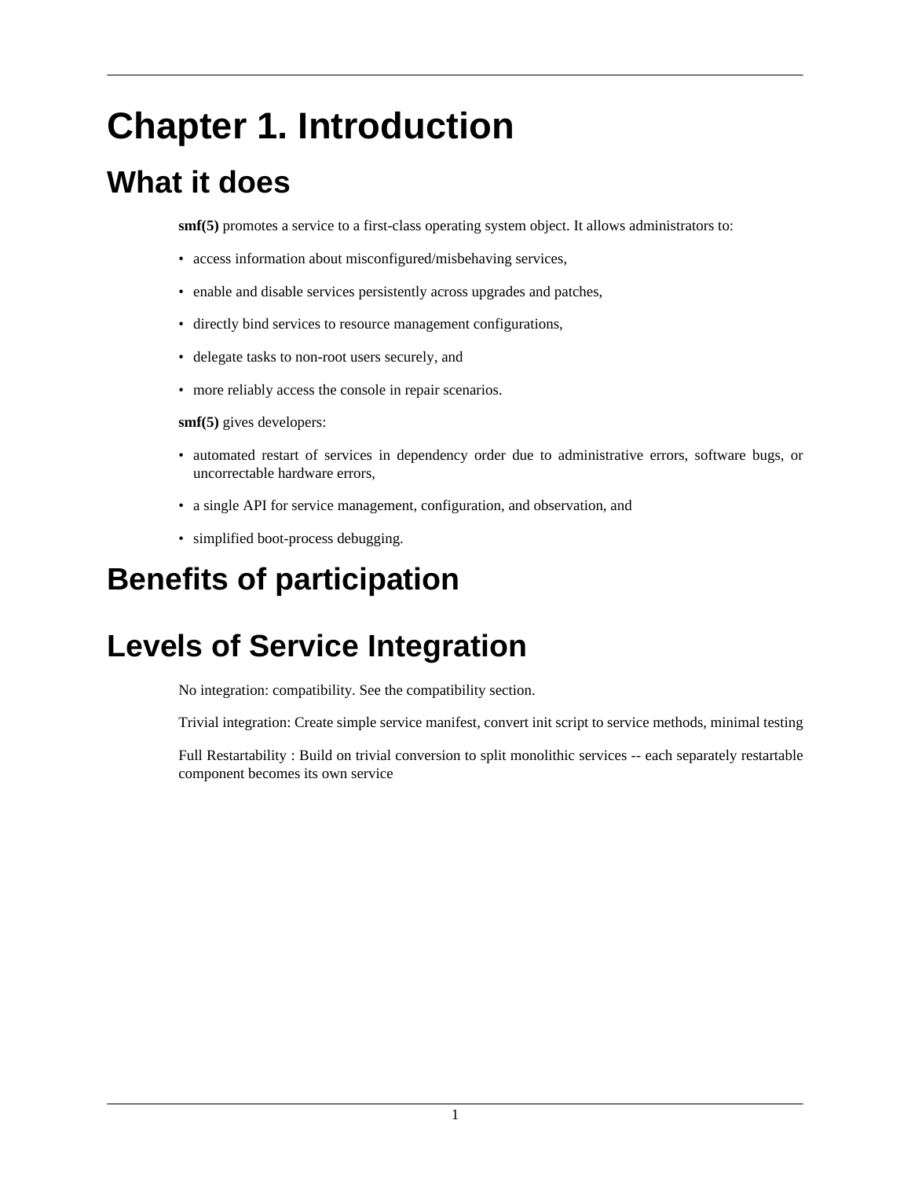# Chapter 1. Introduction

## What it does

**smf(5)** promotes a service to a first-class operating system object. It allows administrators to:

- access information about misconfigured/misbehaving services,
- enable and disable services persistently across upgrades and patches,
- directly bind services to resource management configurations,
- delegate tasks to non-root users securely, and
- more reliably access the console in repair scenarios.

**smf(5)** gives developers:

- automated restart of services in dependency order due to administrative errors, software bugs, or uncorrectable hardware errors,
- a single API for service management, configuration, and observation, and
- simplified boot-process debugging.

## Benefits of participation

## Levels of Service Integration

No integration: compatibility. See the compatibility section.

Trivial integration: Create simple service manifest, convert init script to service methods, minimal testing

Full Restartability : Build on trivial conversion to split monolithic services -- each separately restartable component becomes its own service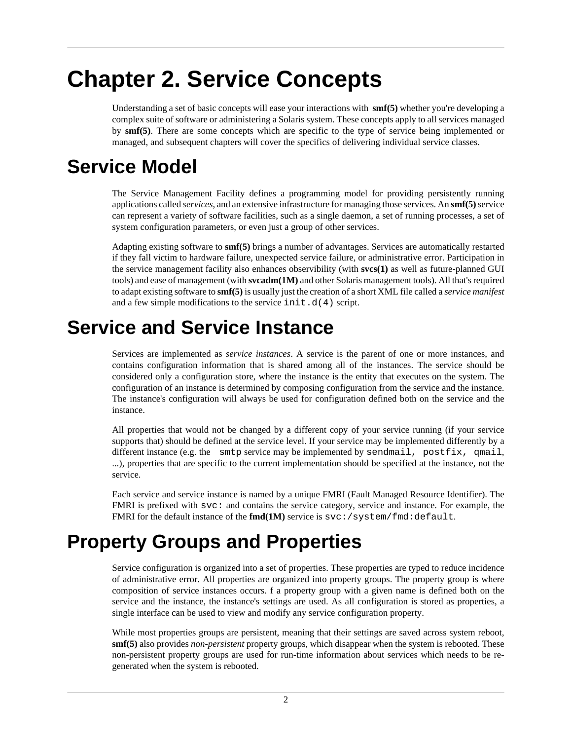# Chapter 2. Service Concepts

Understanding a set of basic concepts will ease your interactions with **smf(5)** whether you're developing a complex suite of software or administering a Solaris system. These concepts apply to all services managed by **smf(5)**. There are some concepts which are specific to the type of service being implemented or managed, and subsequent chapters will cover the specifics of delivering individual service classes.

# Service Model

The Service Management Facility defines a programming model for providing persistently running applications called *services*, and an extensive infrastructure for managing those services. An **smf(5)** service can represent a variety of software facilities, such as a single daemon, a set of running processes, a set of system configuration parameters, or even just a group of other services.

Adapting existing software to **smf(5)** brings a number of advantages. Services are automatically restarted if they fall victim to hardware failure, unexpected service failure, or administrative error. Participation in the service management facility also enhances observability (with **svcs(1)** as well as future-planned GUI tools) and ease of management (with **svcadm(1M)** and other Solaris management tools). All that's required to adapt existing software to **smf(5)** is usually just the creation of a short XML file called a *service manifest* and a few simple modifications to the service `init.d(4)` script.

# Service and Service Instance

Services are implemented as *service instances*. A service is the parent of one or more instances, and contains configuration information that is shared among all of the instances. The service should be considered only a configuration store, where the instance is the entity that executes on the system. The configuration of an instance is determined by composing configuration from the service and the instance. The instance's configuration will always be used for configuration defined both on the service and the instance.

All properties that would not be changed by a different copy of your service running (if your service supports that) should be defined at the service level. If your service may be implemented differently by a different instance (e.g. the `smtp` service may be implemented by `sendmail, postfix, qmail`, ...), properties that are specific to the current implementation should be specified at the instance, not the service.

Each service and service instance is named by a unique FMRI (Fault Managed Resource Identifier). The FMRI is prefixed with `svc:` and contains the service category, service and instance. For example, the FMRI for the default instance of the **fmd(1M)** service is `svc:/system/fmd:default`.

# Property Groups and Properties

Service configuration is organized into a set of properties. These properties are typed to reduce incidence of administrative error. All properties are organized into property groups. The property group is where composition of service instances occurs. f a property group with a given name is defined both on the service and the instance, the instance's settings are used. As all configuration is stored as properties, a single interface can be used to view and modify any service configuration property.

While most properties groups are persistent, meaning that their settings are saved across system reboot, **smf(5)** also provides *non-persistent* property groups, which disappear when the system is rebooted. These non-persistent property groups are used for run-time information about services which needs to be re-generated when the system is rebooted.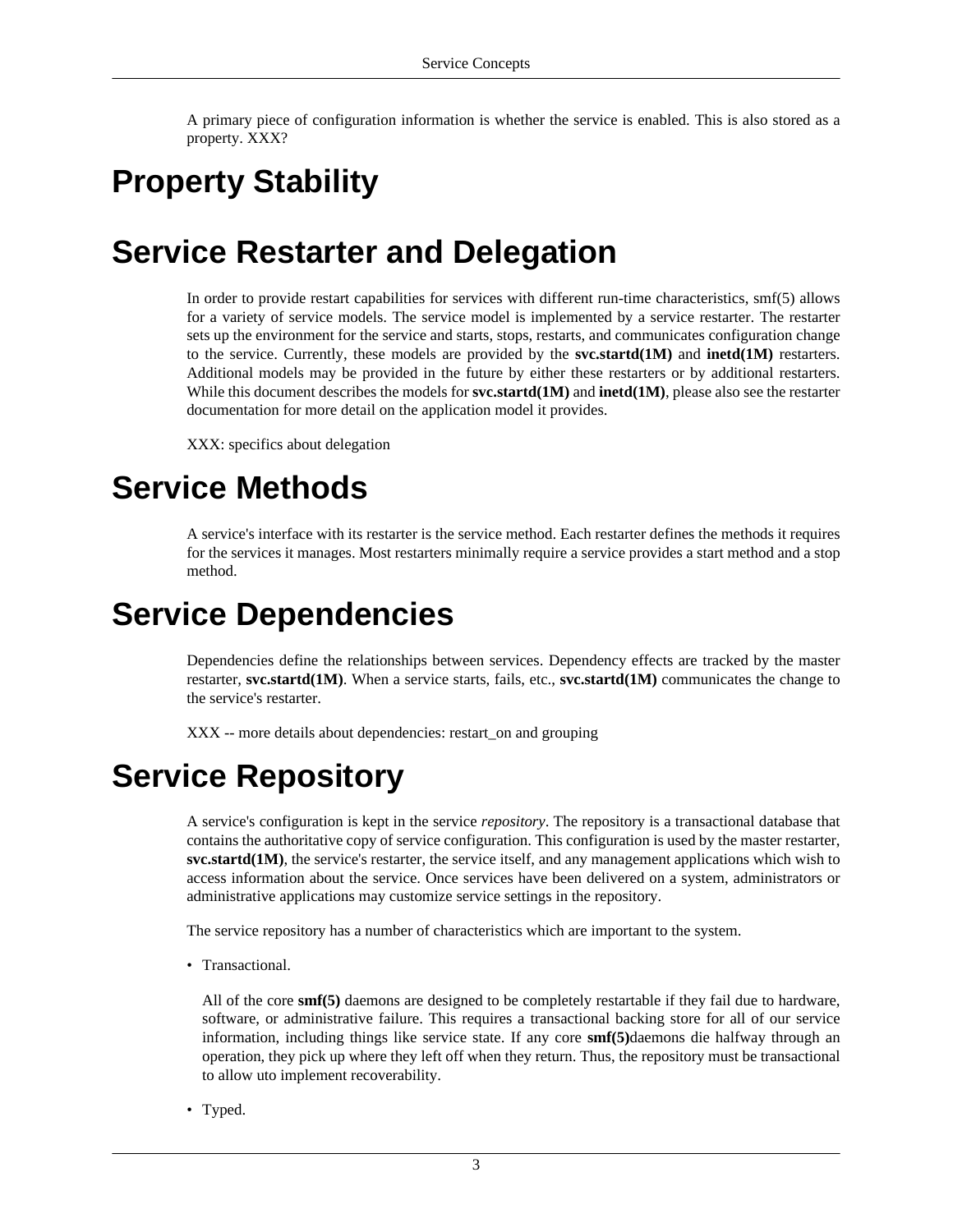A primary piece of configuration information is whether the service is enabled. This is also stored as a property. XXX?

# Property Stability

# Service Restarter and Delegation

In order to provide restart capabilities for services with different run-time characteristics, smf(5) allows for a variety of service models. The service model is implemented by a service restarter. The restarter sets up the environment for the service and starts, stops, restarts, and communicates configuration change to the service. Currently, these models are provided by the **svc.startd(1M)** and **inetd(1M)** restarters. Additional models may be provided in the future by either these restarters or by additional restarters. While this document describes the models for **svc.startd(1M)** and **inetd(1M)**, please also see the restarter documentation for more detail on the application model it provides.

XXX: specifics about delegation

# Service Methods

A service's interface with its restarter is the service method. Each restarter defines the methods it requires for the services it manages. Most restarters minimally require a service provides a start method and a stop method.

# Service Dependencies

Dependencies define the relationships between services. Dependency effects are tracked by the master restarter, **svc.startd(1M)**. When a service starts, fails, etc., **svc.startd(1M)** communicates the change to the service's restarter.

XXX -- more details about dependencies: restart_on and grouping

# Service Repository

A service's configuration is kept in the service *repository*. The repository is a transactional database that contains the authoritative copy of service configuration. This configuration is used by the master restarter, **svc.startd(1M)**, the service's restarter, the service itself, and any management applications which wish to access information about the service. Once services have been delivered on a system, administrators or administrative applications may customize service settings in the repository.

The service repository has a number of characteristics which are important to the system.

- Transactional.

  All of the core **smf(5)** daemons are designed to be completely restartable if they fail due to hardware, software, or administrative failure. This requires a transactional backing store for all of our service information, including things like service state. If any core **smf(5)**daemons die halfway through an operation, they pick up where they left off when they return. Thus, the repository must be transactional to allow uto implement recoverability.

- Typed.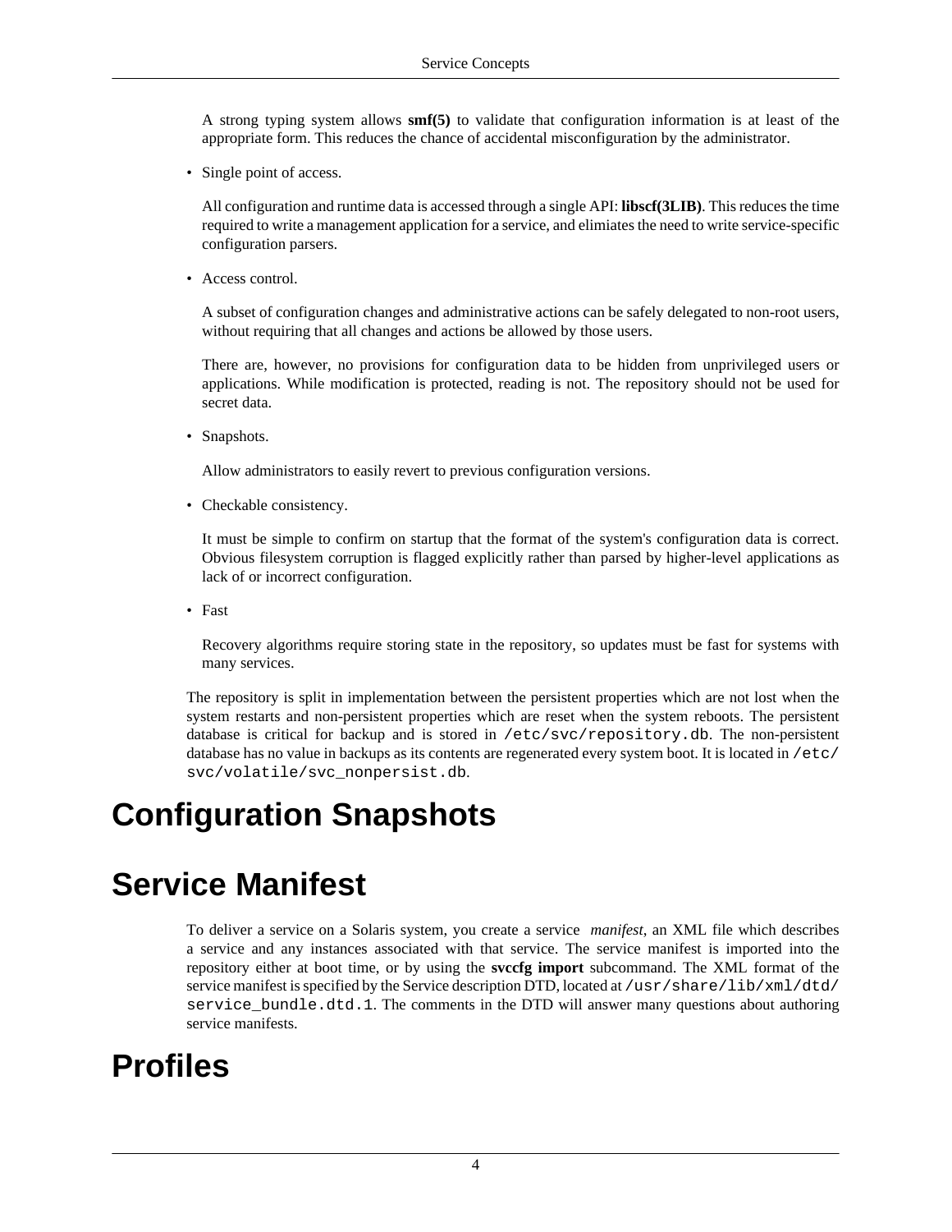A strong typing system allows **smf(5)** to validate that configuration information is at least of the appropriate form. This reduces the chance of accidental misconfiguration by the administrator.

- Single point of access.

  All configuration and runtime data is accessed through a single API: **libscf(3LIB)**. This reduces the time required to write a management application for a service, and elimiates the need to write service-specific configuration parsers.

- Access control.

  A subset of configuration changes and administrative actions can be safely delegated to non-root users, without requiring that all changes and actions be allowed by those users.

  There are, however, no provisions for configuration data to be hidden from unprivileged users or applications. While modification is protected, reading is not. The repository should not be used for secret data.

- Snapshots.

  Allow administrators to easily revert to previous configuration versions.

- Checkable consistency.

  It must be simple to confirm on startup that the format of the system's configuration data is correct. Obvious filesystem corruption is flagged explicitly rather than parsed by higher-level applications as lack of or incorrect configuration.

- Fast

  Recovery algorithms require storing state in the repository, so updates must be fast for systems with many services.

The repository is split in implementation between the persistent properties which are not lost when the system restarts and non-persistent properties which are reset when the system reboots. The persistent database is critical for backup and is stored in `/etc/svc/repository.db`. The non-persistent database has no value in backups as its contents are regenerated every system boot. It is located in `/etc/svc/volatile/svc_nonpersist.db`.

# Configuration Snapshots

# Service Manifest

To deliver a service on a Solaris system, you create a service *manifest*, an XML file which describes a service and any instances associated with that service. The service manifest is imported into the repository either at boot time, or by using the **svccfg import** subcommand. The XML format of the service manifest is specified by the Service description DTD, located at `/usr/share/lib/xml/dtd/service_bundle.dtd.1`. The comments in the DTD will answer many questions about authoring service manifests.

# Profiles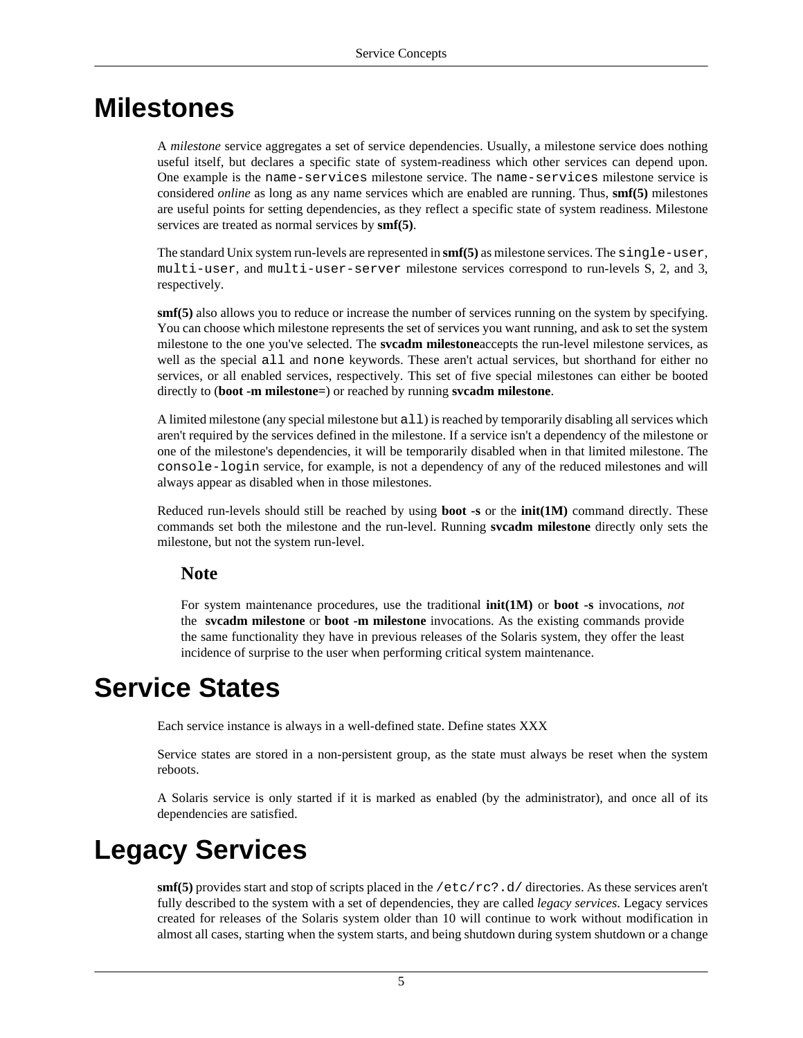# Milestones

A *milestone* service aggregates a set of service dependencies. Usually, a milestone service does nothing useful itself, but declares a specific state of system-readiness which other services can depend upon. One example is the `name-services` milestone service. The `name-services` milestone service is considered *online* as long as any name services which are enabled are running. Thus, **smf(5)** milestones are useful points for setting dependencies, as they reflect a specific state of system readiness. Milestone services are treated as normal services by **smf(5)**.

The standard Unix system run-levels are represented in **smf(5)** as milestone services. The `single-user`, `multi-user`, and `multi-user-server` milestone services correspond to run-levels S, 2, and 3, respectively.

**smf(5)** also allows you to reduce or increase the number of services running on the system by specifying. You can choose which milestone represents the set of services you want running, and ask to set the system milestone to the one you've selected. The **svcadm milestone**accepts the run-level milestone services, as well as the special `all` and `none` keywords. These aren't actual services, but shorthand for either no services, or all enabled services, respectively. This set of five special milestones can either be booted directly to (**boot -m milestone=**) or reached by running **svcadm milestone**.

A limited milestone (any special milestone but `all`) is reached by temporarily disabling all services which aren't required by the services defined in the milestone. If a service isn't a dependency of the milestone or one of the milestone's dependencies, it will be temporarily disabled when in that limited milestone. The `console-login` service, for example, is not a dependency of any of the reduced milestones and will always appear as disabled when in those milestones.

Reduced run-levels should still be reached by using **boot -s** or the **init(1M)** command directly. These commands set both the milestone and the run-level. Running **svcadm milestone** directly only sets the milestone, but not the system run-level.

### Note

For system maintenance procedures, use the traditional **init(1M)** or **boot -s** invocations, *not* the **svcadm milestone** or **boot -m milestone** invocations. As the existing commands provide the same functionality they have in previous releases of the Solaris system, they offer the least incidence of surprise to the user when performing critical system maintenance.

# Service States

Each service instance is always in a well-defined state. Define states XXX

Service states are stored in a non-persistent group, as the state must always be reset when the system reboots.

A Solaris service is only started if it is marked as enabled (by the administrator), and once all of its dependencies are satisfied.

# Legacy Services

**smf(5)** provides start and stop of scripts placed in the `/etc/rc?.d/` directories. As these services aren't fully described to the system with a set of dependencies, they are called *legacy services*. Legacy services created for releases of the Solaris system older than 10 will continue to work without modification in almost all cases, starting when the system starts, and being shutdown during system shutdown or a change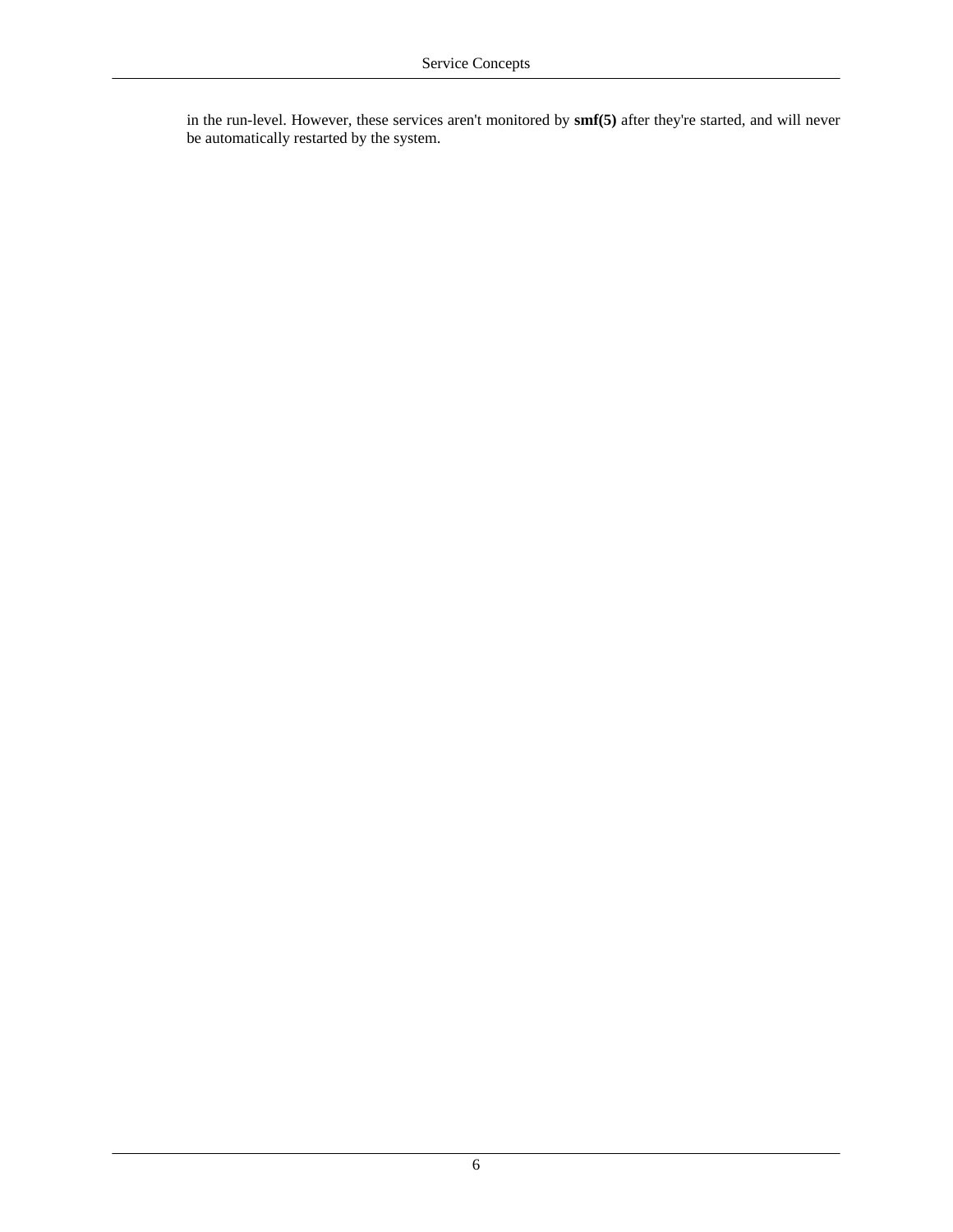in the run-level. However, these services aren't monitored by **smf(5)** after they're started, and will never be automatically restarted by the system.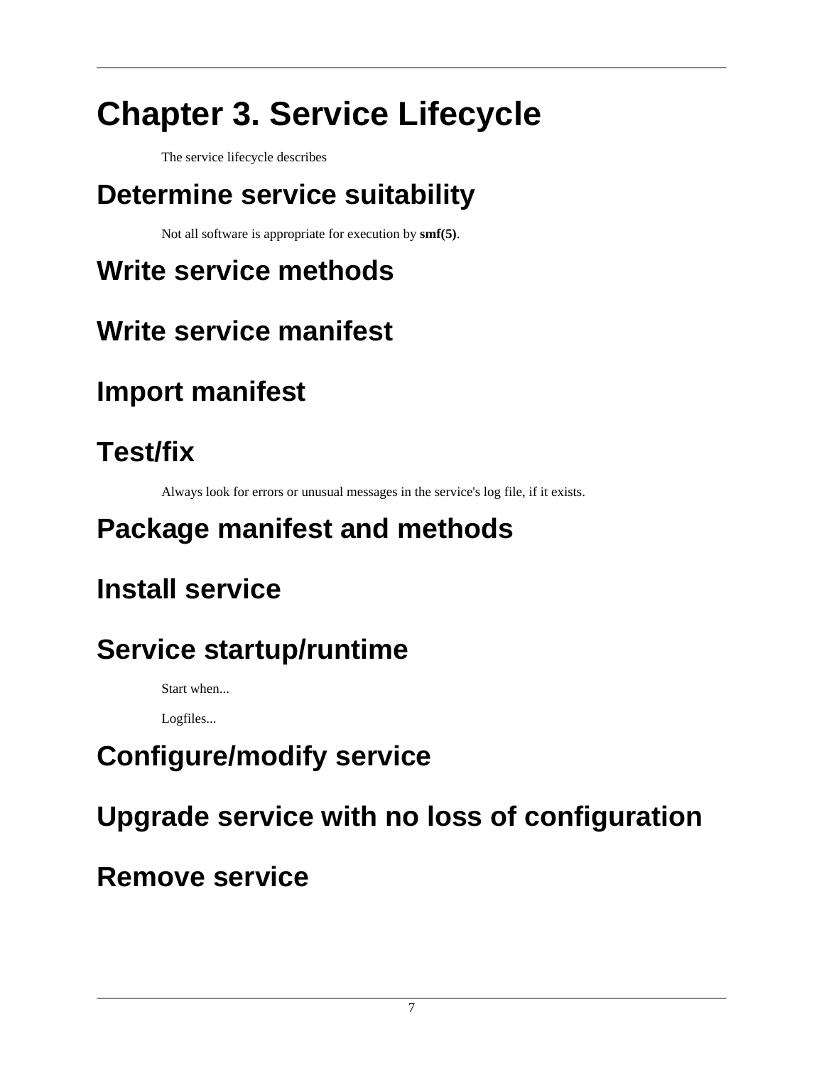# Chapter 3. Service Lifecycle

The service lifecycle describes

## Determine service suitability

Not all software is appropriate for execution by **smf(5)**.

## Write service methods

## Write service manifest

## Import manifest

## Test/fix

Always look for errors or unusual messages in the service's log file, if it exists.

## Package manifest and methods

## Install service

## Service startup/runtime

Start when...

Logfiles...

## Configure/modify service

## Upgrade service with no loss of configuration

## Remove service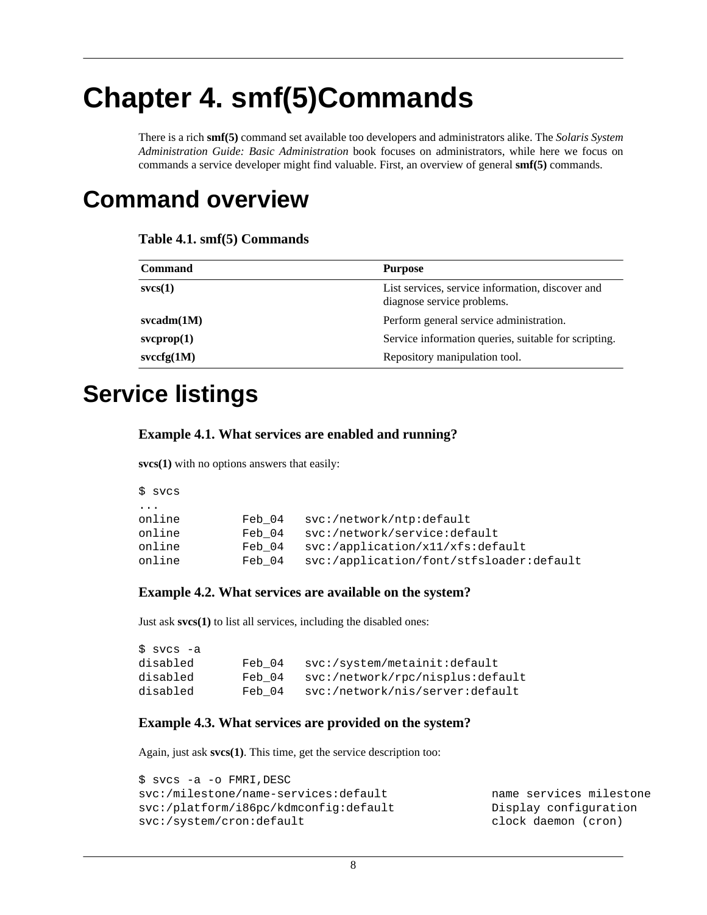# Chapter 4. smf(5)Commands

There is a rich **smf(5)** command set available too developers and administrators alike. The *Solaris System Administration Guide: Basic Administration* book focuses on administrators, while here we focus on commands a service developer might find valuable. First, an overview of general **smf(5)** commands.

# Command overview

**Table 4.1. smf(5) Commands**

| Command | Purpose |
|---|---|
| **svcs(1)** | List services, service information, discover and diagnose service problems. |
| **svcadm(1M)** | Perform general service administration. |
| **svcprop(1)** | Service information queries, suitable for scripting. |
| **svccfg(1M)** | Repository manipulation tool. |

# Service listings

### Example 4.1. What services are enabled and running?

**svcs(1)** with no options answers that easily:

```
$ svcs
...
online         Feb_04   svc:/network/ntp:default
online         Feb_04   svc:/network/service:default
online         Feb_04   svc:/application/x11/xfs:default
online         Feb_04   svc:/application/font/stfsloader:default
```

### Example 4.2. What services are available on the system?

Just ask **svcs(1)** to list all services, including the disabled ones:

```
$ svcs -a
disabled       Feb_04   svc:/system/metainit:default
disabled       Feb_04   svc:/network/rpc/nisplus:default
disabled       Feb_04   svc:/network/nis/server:default
```

### Example 4.3. What services are provided on the system?

Again, just ask **svcs(1)**. This time, get the service description too:

```
$ svcs -a -o FMRI,DESC
svc:/milestone/name-services:default               name services milestone
svc:/platform/i86pc/kdmconfig:default              Display configuration
svc:/system/cron:default                           clock daemon (cron)
```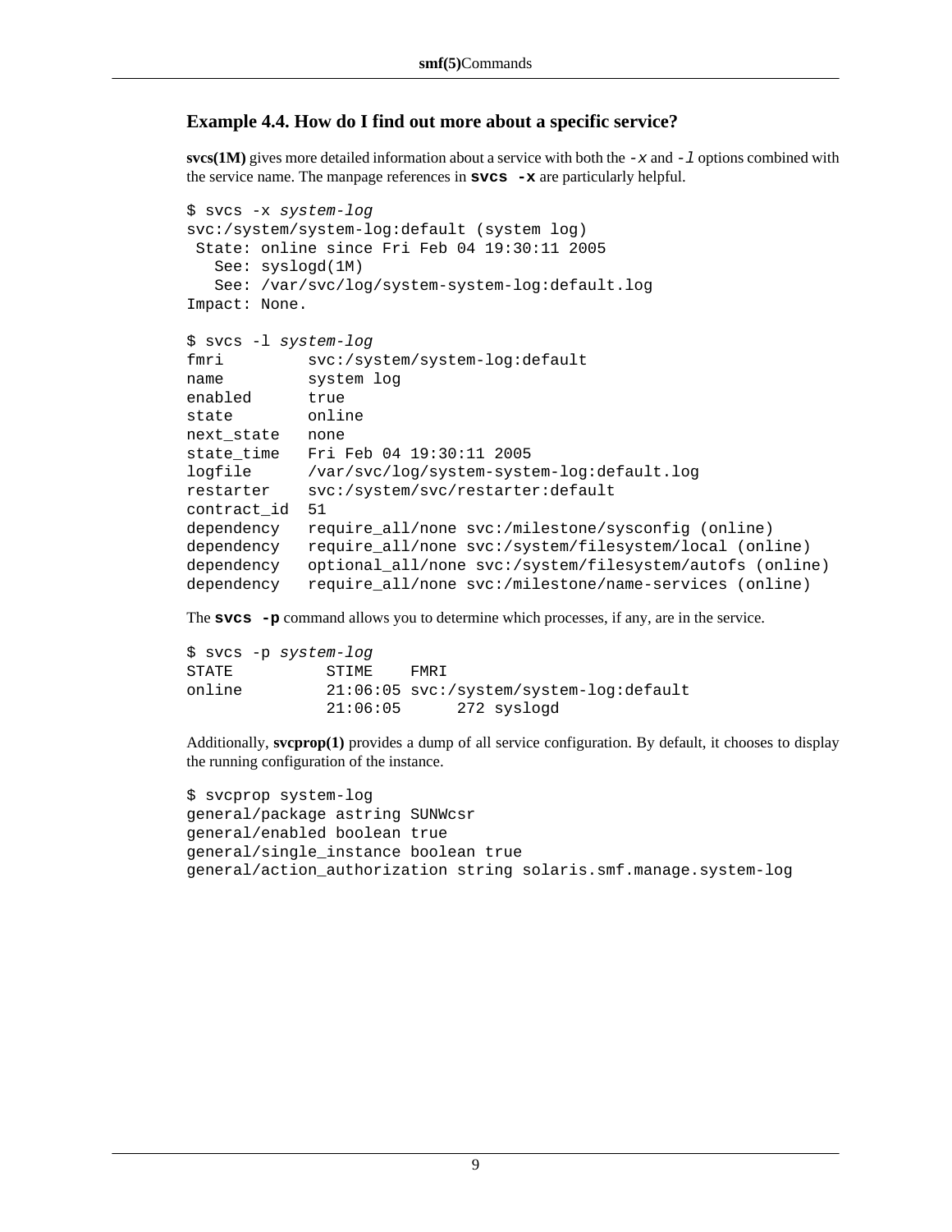### Example 4.4. How do I find out more about a specific service?

**svcs(1M)** gives more detailed information about a service with both the `-x` and `-l` options combined with the service name. The manpage references in **`svcs -x`** are particularly helpful.

```
$ svcs -x system-log
svc:/system/system-log:default (system log)
 State: online since Fri Feb 04 19:30:11 2005
   See: syslogd(1M)
   See: /var/svc/log/system-system-log:default.log
Impact: None.

$ svcs -l system-log
fmri         svc:/system/system-log:default
name         system log
enabled      true
state        online
next_state   none
state_time   Fri Feb 04 19:30:11 2005
logfile      /var/svc/log/system-system-log:default.log
restarter    svc:/system/svc/restarter:default
contract_id  51
dependency   require_all/none svc:/milestone/sysconfig (online)
dependency   require_all/none svc:/system/filesystem/local (online)
dependency   optional_all/none svc:/system/filesystem/autofs (online)
dependency   require_all/none svc:/milestone/name-services (online)
```

The **`svcs -p`** command allows you to determine which processes, if any, are in the service.

```
$ svcs -p system-log
STATE          STIME    FMRI
online         21:06:05 svc:/system/system-log:default
               21:06:05      272 syslogd
```

Additionally, **svcprop(1)** provides a dump of all service configuration. By default, it chooses to display the running configuration of the instance.

```
$ svcprop system-log
general/package astring SUNWcsr
general/enabled boolean true
general/single_instance boolean true
general/action_authorization string solaris.smf.manage.system-log
```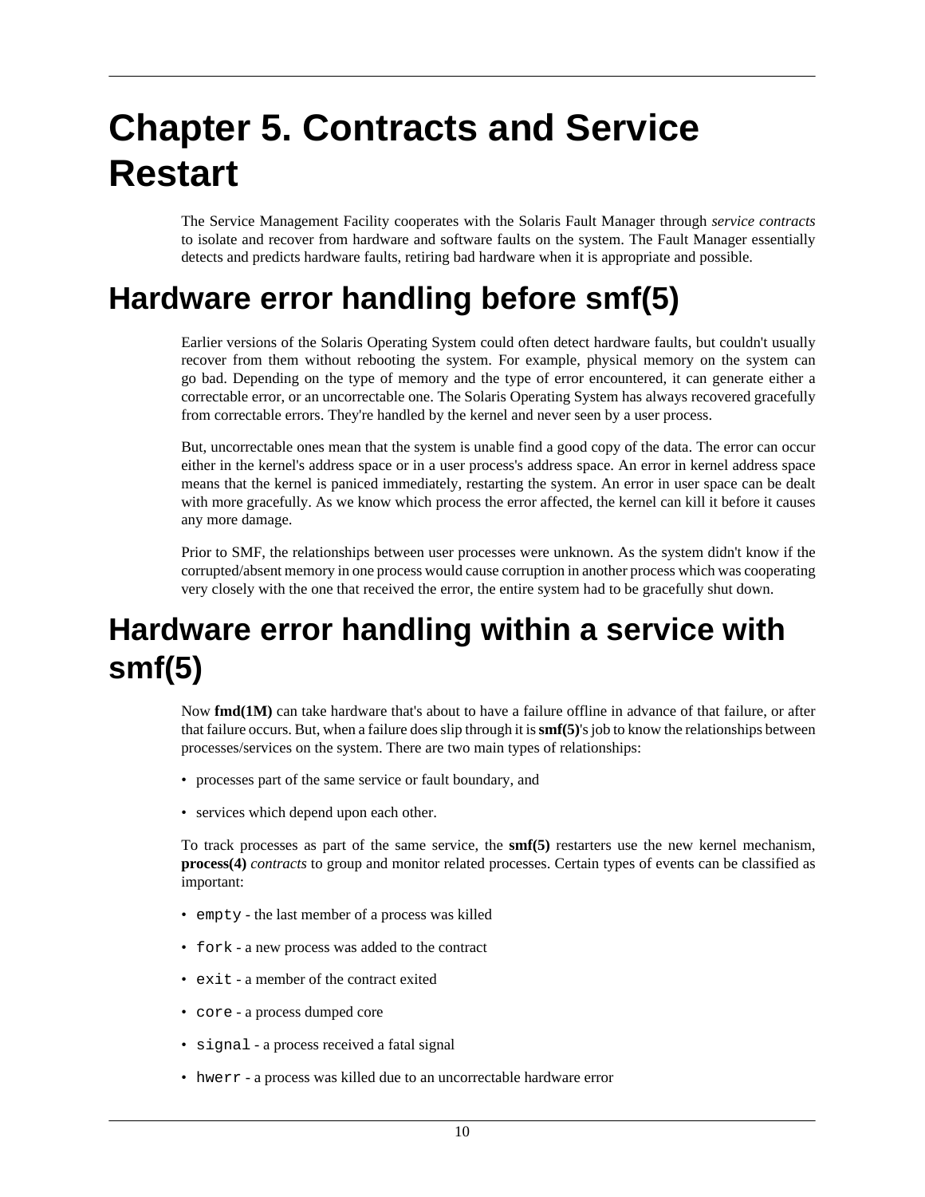# Chapter 5. Contracts and Service Restart

The Service Management Facility cooperates with the Solaris Fault Manager through *service contracts* to isolate and recover from hardware and software faults on the system. The Fault Manager essentially detects and predicts hardware faults, retiring bad hardware when it is appropriate and possible.

## Hardware error handling before smf(5)

Earlier versions of the Solaris Operating System could often detect hardware faults, but couldn't usually recover from them without rebooting the system. For example, physical memory on the system can go bad. Depending on the type of memory and the type of error encountered, it can generate either a correctable error, or an uncorrectable one. The Solaris Operating System has always recovered gracefully from correctable errors. They're handled by the kernel and never seen by a user process.

But, uncorrectable ones mean that the system is unable find a good copy of the data. The error can occur either in the kernel's address space or in a user process's address space. An error in kernel address space means that the kernel is paniced immediately, restarting the system. An error in user space can be dealt with more gracefully. As we know which process the error affected, the kernel can kill it before it causes any more damage.

Prior to SMF, the relationships between user processes were unknown. As the system didn't know if the corrupted/absent memory in one process would cause corruption in another process which was cooperating very closely with the one that received the error, the entire system had to be gracefully shut down.

## Hardware error handling within a service with smf(5)

Now **fmd(1M)** can take hardware that's about to have a failure offline in advance of that failure, or after that failure occurs. But, when a failure does slip through it is **smf(5)**'s job to know the relationships between processes/services on the system. There are two main types of relationships:

- processes part of the same service or fault boundary, and
- services which depend upon each other.

To track processes as part of the same service, the **smf(5)** restarters use the new kernel mechanism, **process(4)** *contracts* to group and monitor related processes. Certain types of events can be classified as important:

- `empty` - the last member of a process was killed
- `fork` - a new process was added to the contract
- `exit` - a member of the contract exited
- `core` - a process dumped core
- `signal` - a process received a fatal signal
- `hwerr` - a process was killed due to an uncorrectable hardware error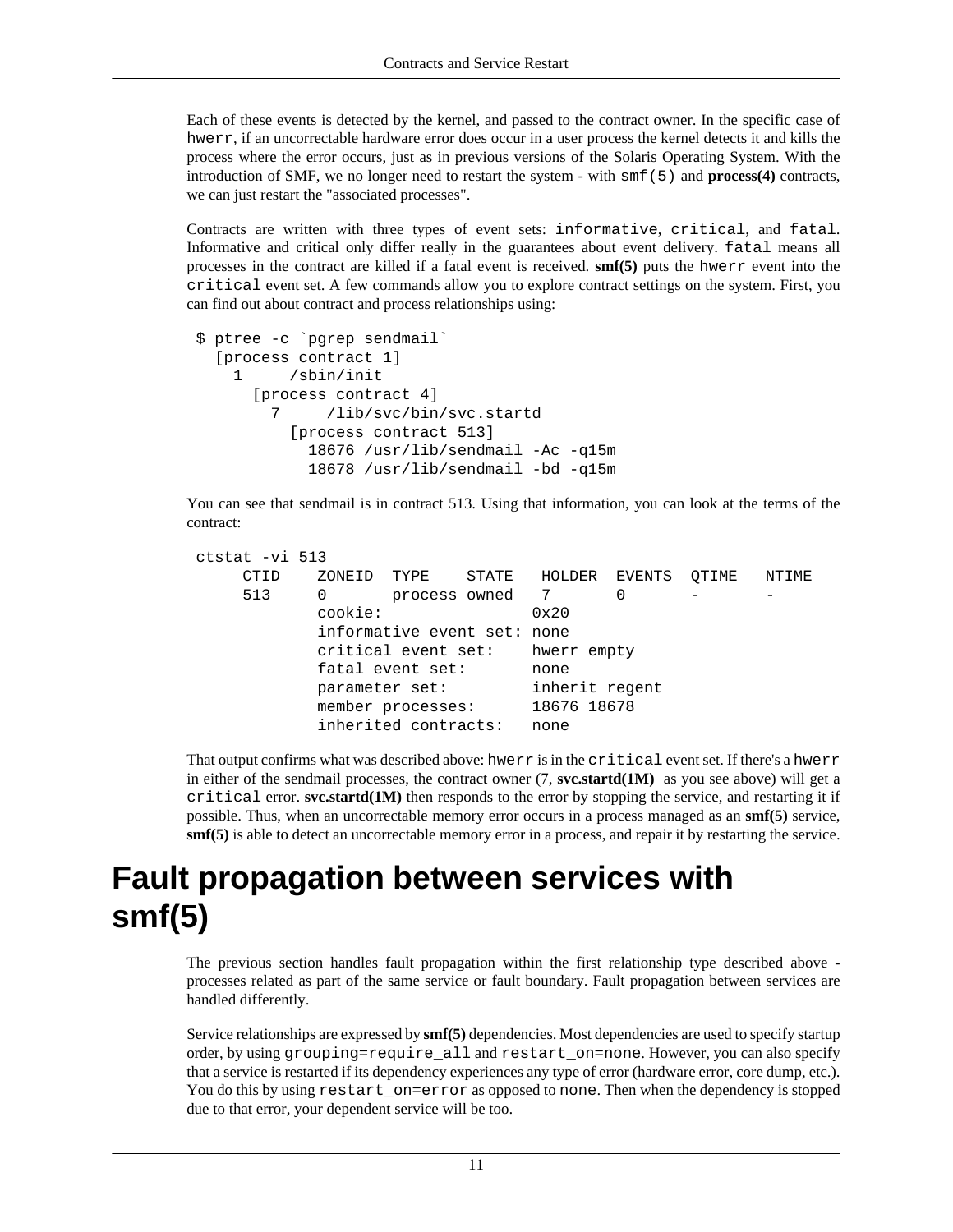Each of these events is detected by the kernel, and passed to the contract owner. In the specific case of `hwerr`, if an uncorrectable hardware error does occur in a user process the kernel detects it and kills the process where the error occurs, just as in previous versions of the Solaris Operating System. With the introduction of SMF, we no longer need to restart the system - with `smf(5)` and **process(4)** contracts, we can just restart the "associated processes".

Contracts are written with three types of event sets: `informative`, `critical`, and `fatal`. Informative and critical only differ really in the guarantees about event delivery. `fatal` means all processes in the contract are killed if a fatal event is received. **smf(5)** puts the `hwerr` event into the `critical` event set. A few commands allow you to explore contract settings on the system. First, you can find out about contract and process relationships using:

```
$ ptree -c `pgrep sendmail`
  [process contract 1]
    1     /sbin/init
      [process contract 4]
        7     /lib/svc/bin/svc.startd
          [process contract 513]
            18676 /usr/lib/sendmail -Ac -q15m
            18678 /usr/lib/sendmail -bd -q15m
```

You can see that sendmail is in contract 513. Using that information, you can look at the terms of the contract:

```
ctstat -vi 513
     CTID    ZONEID  TYPE    STATE   HOLDER  EVENTS  QTIME   NTIME
     513     0       process owned   7       0       -       -
             cookie:                 0x20
             informative event set: none
             critical event set:    hwerr empty
             fatal event set:       none
             parameter set:         inherit regent
             member processes:      18676 18678
             inherited contracts:   none
```

That output confirms what was described above: `hwerr` is in the `critical` event set. If there's a `hwerr` in either of the sendmail processes, the contract owner (7, **svc.startd(1M)** as you see above) will get a `critical` error. **svc.startd(1M)** then responds to the error by stopping the service, and restarting it if possible. Thus, when an uncorrectable memory error occurs in a process managed as an **smf(5)** service, **smf(5)** is able to detect an uncorrectable memory error in a process, and repair it by restarting the service.

# Fault propagation between services with smf(5)

The previous section handles fault propagation within the first relationship type described above - processes related as part of the same service or fault boundary. Fault propagation between services are handled differently.

Service relationships are expressed by **smf(5)** dependencies. Most dependencies are used to specify startup order, by using `grouping=require_all` and `restart_on=none`. However, you can also specify that a service is restarted if its dependency experiences any type of error (hardware error, core dump, etc.). You do this by using `restart_on=error` as opposed to `none`. Then when the dependency is stopped due to that error, your dependent service will be too.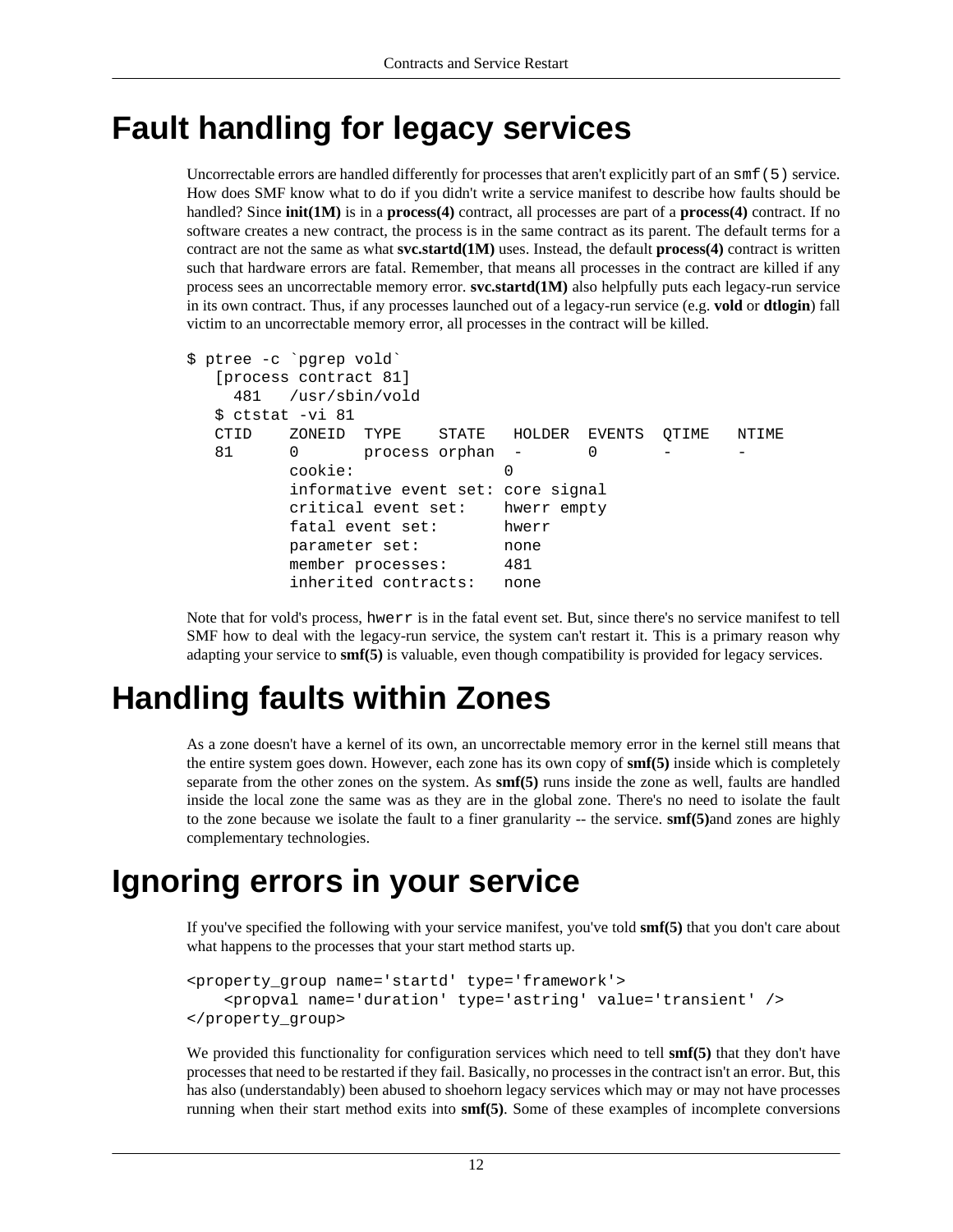# Fault handling for legacy services

Uncorrectable errors are handled differently for processes that aren't explicitly part of an `smf(5)` service. How does SMF know what to do if you didn't write a service manifest to describe how faults should be handled? Since **init(1M)** is in a **process(4)** contract, all processes are part of a **process(4)** contract. If no software creates a new contract, the process is in the same contract as its parent. The default terms for a contract are not the same as what **svc.startd(1M)** uses. Instead, the default **process(4)** contract is written such that hardware errors are fatal. Remember, that means all processes in the contract are killed if any process sees an uncorrectable memory error. **svc.startd(1M)** also helpfully puts each legacy-run service in its own contract. Thus, if any processes launched out of a legacy-run service (e.g. **vold** or **dtlogin**) fall victim to an uncorrectable memory error, all processes in the contract will be killed.

```
$ ptree -c `pgrep vold`
   [process contract 81]
     481   /usr/sbin/vold
   $ ctstat -vi 81
   CTID    ZONEID  TYPE    STATE   HOLDER  EVENTS  QTIME   NTIME
   81      0       process orphan  -       0       -       -
           cookie:                 0
           informative event set: core signal
           critical event set:    hwerr empty
           fatal event set:       hwerr
           parameter set:         none
           member processes:      481
           inherited contracts:   none
```

Note that for vold's process, `hwerr` is in the fatal event set. But, since there's no service manifest to tell SMF how to deal with the legacy-run service, the system can't restart it. This is a primary reason why adapting your service to **smf(5)** is valuable, even though compatibility is provided for legacy services.

# Handling faults within Zones

As a zone doesn't have a kernel of its own, an uncorrectable memory error in the kernel still means that the entire system goes down. However, each zone has its own copy of **smf(5)** inside which is completely separate from the other zones on the system. As **smf(5)** runs inside the zone as well, faults are handled inside the local zone the same was as they are in the global zone. There's no need to isolate the fault to the zone because we isolate the fault to a finer granularity -- the service. **smf(5)**and zones are highly complementary technologies.

# Ignoring errors in your service

If you've specified the following with your service manifest, you've told **smf(5)** that you don't care about what happens to the processes that your start method starts up.

```
<property_group name='startd' type='framework'>
    <propval name='duration' type='astring' value='transient' />
</property_group>
```

We provided this functionality for configuration services which need to tell **smf(5)** that they don't have processes that need to be restarted if they fail. Basically, no processes in the contract isn't an error. But, this has also (understandably) been abused to shoehorn legacy services which may or may not have processes running when their start method exits into **smf(5)**. Some of these examples of incomplete conversions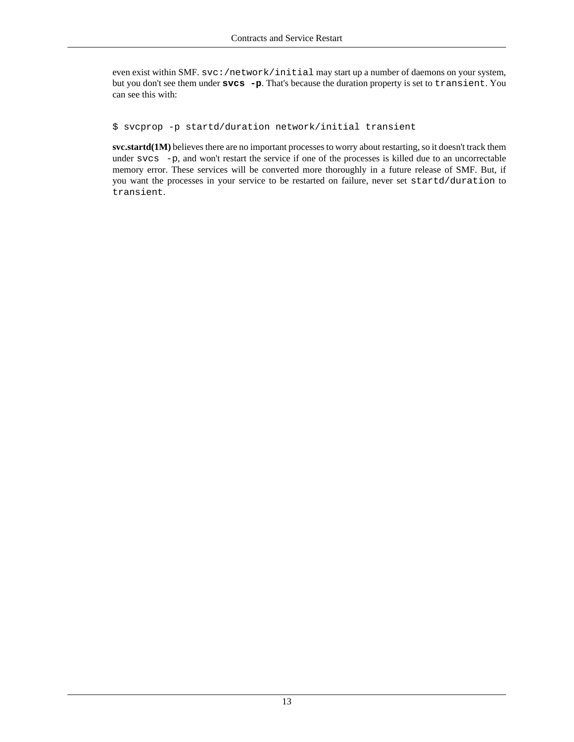even exist within SMF. `svc:/network/initial` may start up a number of daemons on your system, but you don't see them under **`svcs -p`**. That's because the duration property is set to `transient`. You can see this with:

```
$ svcprop -p startd/duration network/initial transient
```

**svc.startd(1M)** believes there are no important processes to worry about restarting, so it doesn't track them under `svcs -p`, and won't restart the service if one of the processes is killed due to an uncorrectable memory error. These services will be converted more thoroughly in a future release of SMF. But, if you want the processes in your service to be restarted on failure, never set `startd/duration` to `transient`.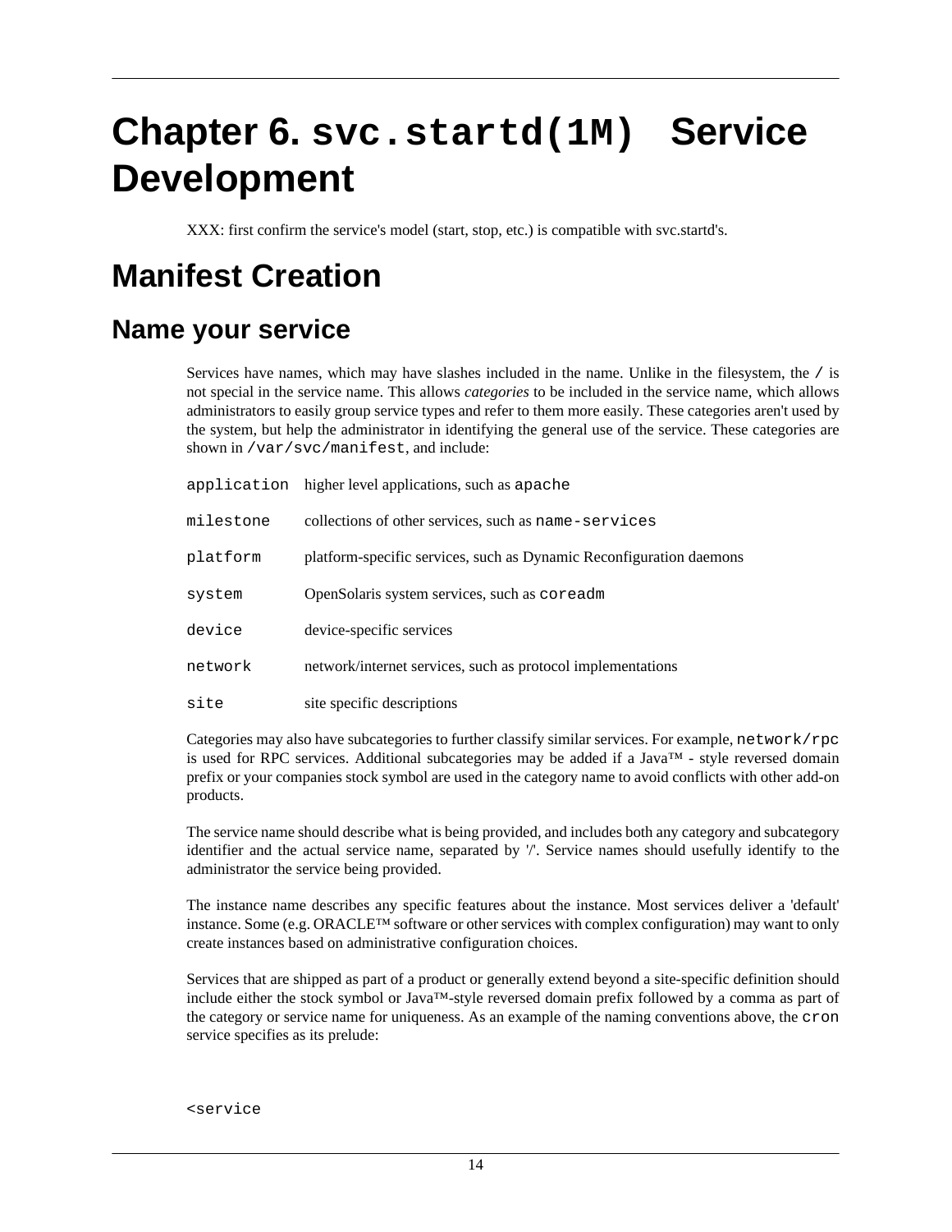# Chapter 6. `svc.startd(1M)` Service Development

XXX: first confirm the service's model (start, stop, etc.) is compatible with svc.startd's.

# Manifest Creation

## Name your service

Services have names, which may have slashes included in the name. Unlike in the filesystem, the `/` is not special in the service name. This allows *categories* to be included in the service name, which allows administrators to easily group service types and refer to them more easily. These categories aren't used by the system, but help the administrator in identifying the general use of the service. These categories are shown in `/var/svc/manifest`, and include:

| | |
|---|---|
| `application` | higher level applications, such as `apache` |
| `milestone` | collections of other services, such as `name-services` |
| `platform` | platform-specific services, such as Dynamic Reconfiguration daemons |
| `system` | OpenSolaris system services, such as `coreadm` |
| `device` | device-specific services |
| `network` | network/internet services, such as protocol implementations |
| `site` | site specific descriptions |

Categories may also have subcategories to further classify similar services. For example, `network/rpc` is used for RPC services. Additional subcategories may be added if a Java™ - style reversed domain prefix or your companies stock symbol are used in the category name to avoid conflicts with other add-on products.

The service name should describe what is being provided, and includes both any category and subcategory identifier and the actual service name, separated by '/'. Service names should usefully identify to the administrator the service being provided.

The instance name describes any specific features about the instance. Most services deliver a 'default' instance. Some (e.g. ORACLE™ software or other services with complex configuration) may want to only create instances based on administrative configuration choices.

Services that are shipped as part of a product or generally extend beyond a site-specific definition should include either the stock symbol or Java™-style reversed domain prefix followed by a comma as part of the category or service name for uniqueness. As an example of the naming conventions above, the `cron` service specifies as its prelude:

```
<service
```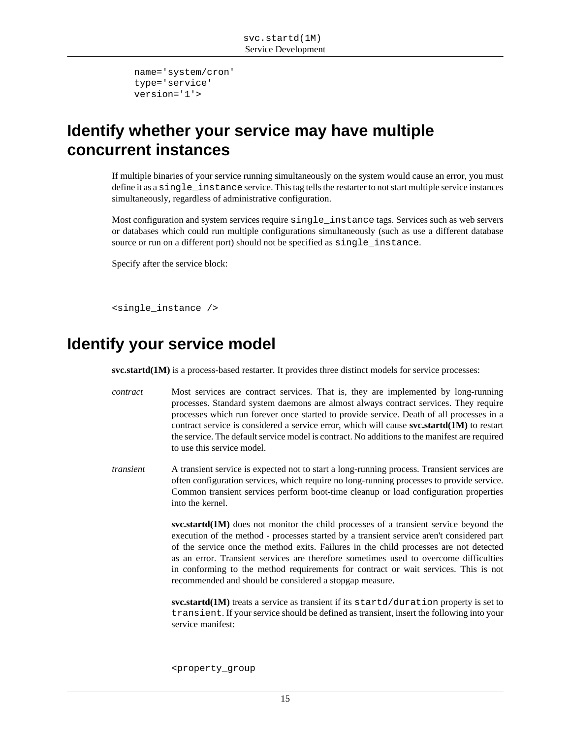```
name='system/cron'
type='service'
version='1'>
```

## Identify whether your service may have multiple concurrent instances

If multiple binaries of your service running simultaneously on the system would cause an error, you must define it as a `single_instance` service. This tag tells the restarter to not start multiple service instances simultaneously, regardless of administrative configuration.

Most configuration and system services require `single_instance` tags. Services such as web servers or databases which could run multiple configurations simultaneously (such as use a different database source or run on a different port) should not be specified as `single_instance`.

Specify after the service block:

```
<single_instance />
```

## Identify your service model

**svc.startd(1M)** is a process-based restarter. It provides three distinct models for service processes:

*contract*
: Most services are contract services. That is, they are implemented by long-running processes. Standard system daemons are almost always contract services. They require processes which run forever once started to provide service. Death of all processes in a contract service is considered a service error, which will cause **svc.startd(1M)** to restart the service. The default service model is contract. No additions to the manifest are required to use this service model.

*transient*
: A transient service is expected not to start a long-running process. Transient services are often configuration services, which require no long-running processes to provide service. Common transient services perform boot-time cleanup or load configuration properties into the kernel.

  **svc.startd(1M)** does not monitor the child processes of a transient service beyond the execution of the method - processes started by a transient service aren't considered part of the service once the method exits. Failures in the child processes are not detected as an error. Transient services are therefore sometimes used to overcome difficulties in conforming to the method requirements for contract or wait services. This is not recommended and should be considered a stopgap measure.

  **svc.startd(1M)** treats a service as transient if its `startd/duration` property is set to `transient`. If your service should be defined as transient, insert the following into your service manifest:

```
<property_group
```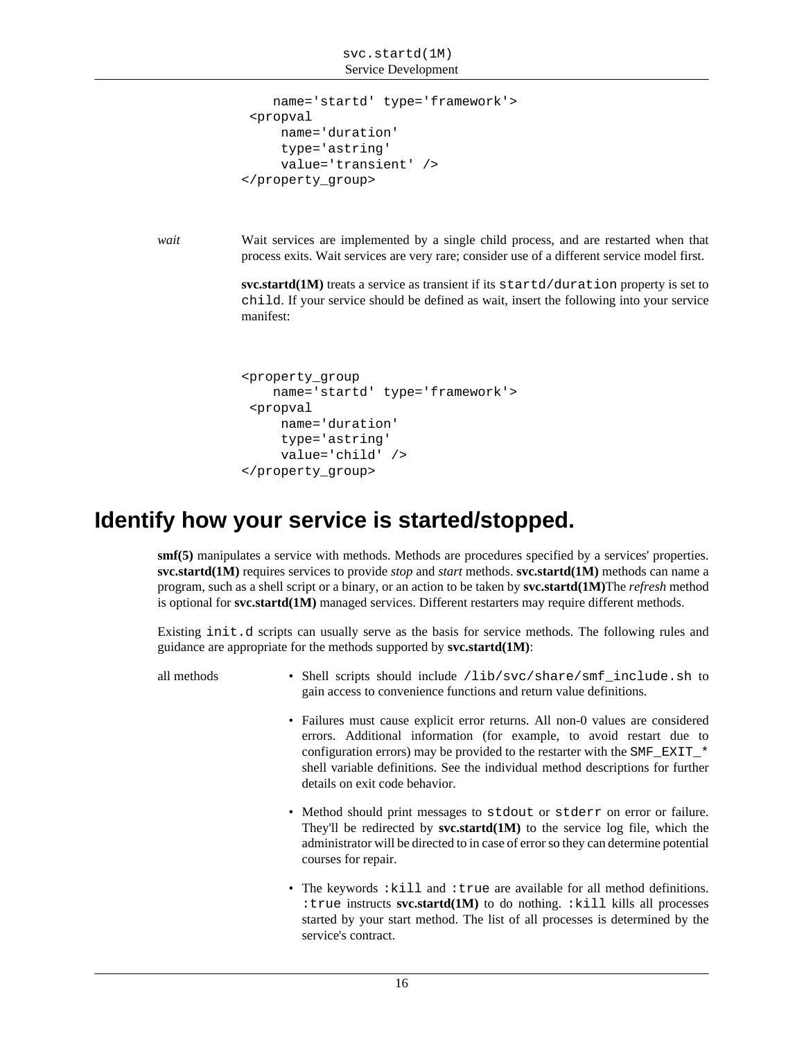```
    name='startd' type='framework'>
 <propval
     name='duration'
     type='astring'
     value='transient' />
</property_group>
```

*wait*

Wait services are implemented by a single child process, and are restarted when that process exits. Wait services are very rare; consider use of a different service model first.

**svc.startd(1M)** treats a service as transient if its `startd/duration` property is set to `child`. If your service should be defined as wait, insert the following into your service manifest:

```
<property_group
    name='startd' type='framework'>
 <propval
     name='duration'
     type='astring'
     value='child' />
</property_group>
```

# Identify how your service is started/stopped.

**smf(5)** manipulates a service with methods. Methods are procedures specified by a services' properties. **svc.startd(1M)** requires services to provide *stop* and *start* methods. **svc.startd(1M)** methods can name a program, such as a shell script or a binary, or an action to be taken by **svc.startd(1M)**The *refresh* method is optional for **svc.startd(1M)** managed services. Different restarters may require different methods.

Existing `init.d` scripts can usually serve as the basis for service methods. The following rules and guidance are appropriate for the methods supported by **svc.startd(1M)**:

all methods

- Shell scripts should include `/lib/svc/share/smf_include.sh` to gain access to convenience functions and return value definitions.
- Failures must cause explicit error returns. All non-0 values are considered errors. Additional information (for example, to avoid restart due to configuration errors) may be provided to the restarter with the `SMF_EXIT_*` shell variable definitions. See the individual method descriptions for further details on exit code behavior.
- Method should print messages to `stdout` or `stderr` on error or failure. They'll be redirected by **svc.startd(1M)** to the service log file, which the administrator will be directed to in case of error so they can determine potential courses for repair.
- The keywords `:kill` and `:true` are available for all method definitions. `:true` instructs **svc.startd(1M)** to do nothing. `:kill` kills all processes started by your start method. The list of all processes is determined by the service's contract.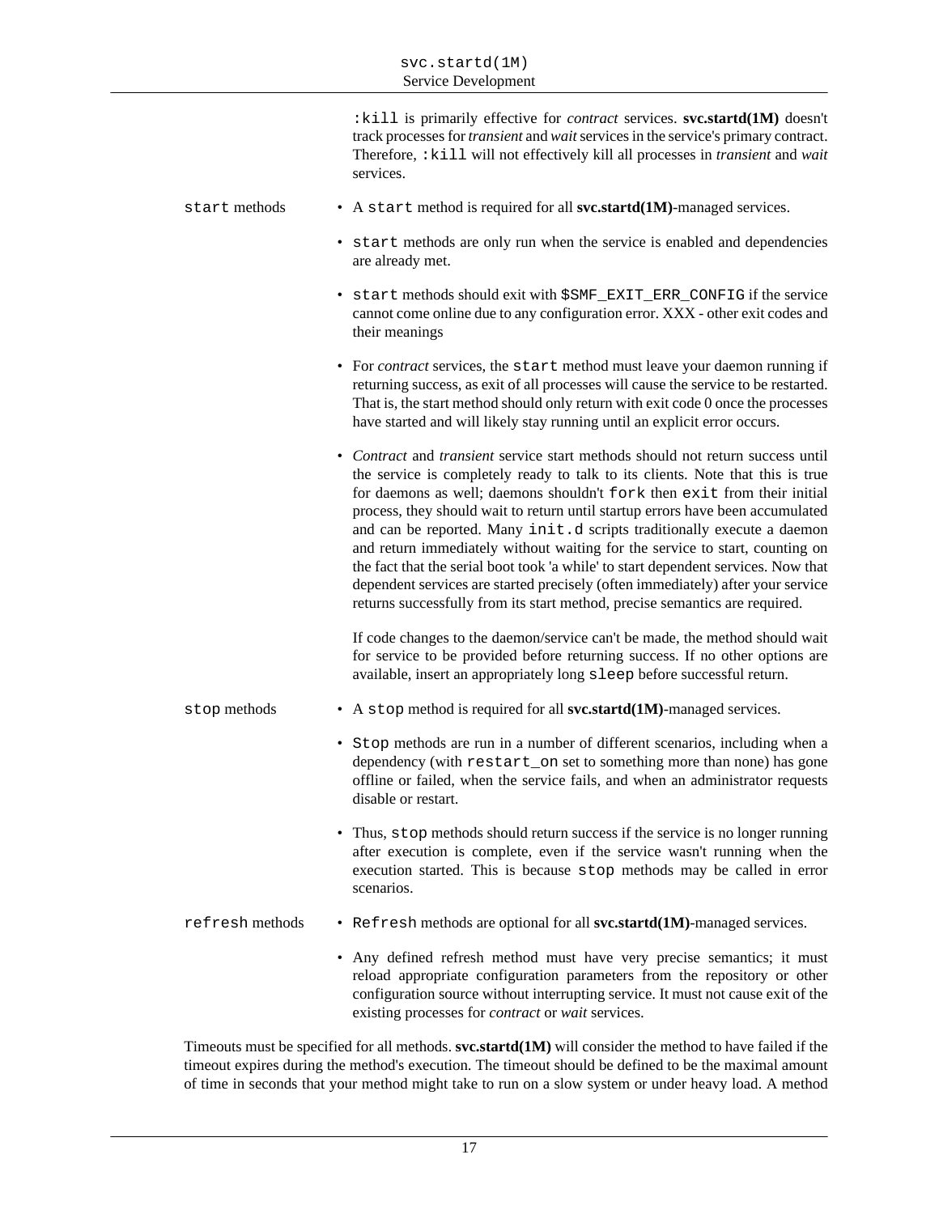`:kill` is primarily effective for *contract* services. **svc.startd(1M)** doesn't track processes for *transient* and *wait* services in the service's primary contract. Therefore, `:kill` will not effectively kill all processes in *transient* and *wait* services.

`start` methods

- A `start` method is required for all **svc.startd(1M)**-managed services.
- `start` methods are only run when the service is enabled and dependencies are already met.
- `start` methods should exit with `$SMF_EXIT_ERR_CONFIG` if the service cannot come online due to any configuration error. XXX - other exit codes and their meanings
- For *contract* services, the `start` method must leave your daemon running if returning success, as exit of all processes will cause the service to be restarted. That is, the start method should only return with exit code 0 once the processes have started and will likely stay running until an explicit error occurs.
- *Contract* and *transient* service start methods should not return success until the service is completely ready to talk to its clients. Note that this is true for daemons as well; daemons shouldn't `fork` then `exit` from their initial process, they should wait to return until startup errors have been accumulated and can be reported. Many `init.d` scripts traditionally execute a daemon and return immediately without waiting for the service to start, counting on the fact that the serial boot took 'a while' to start dependent services. Now that dependent services are started precisely (often immediately) after your service returns successfully from its start method, precise semantics are required.

  If code changes to the daemon/service can't be made, the method should wait for service to be provided before returning success. If no other options are available, insert an appropriately long `sleep` before successful return.

`stop` methods

- A `stop` method is required for all **svc.startd(1M)**-managed services.
- `Stop` methods are run in a number of different scenarios, including when a dependency (with `restart_on` set to something more than none) has gone offline or failed, when the service fails, and when an administrator requests disable or restart.
- Thus, `stop` methods should return success if the service is no longer running after execution is complete, even if the service wasn't running when the execution started. This is because `stop` methods may be called in error scenarios.

`refresh` methods

- `Refresh` methods are optional for all **svc.startd(1M)**-managed services.
- Any defined refresh method must have very precise semantics; it must reload appropriate configuration parameters from the repository or other configuration source without interrupting service. It must not cause exit of the existing processes for *contract* or *wait* services.

Timeouts must be specified for all methods. **svc.startd(1M)** will consider the method to have failed if the timeout expires during the method's execution. The timeout should be defined to be the maximal amount of time in seconds that your method might take to run on a slow system or under heavy load. A method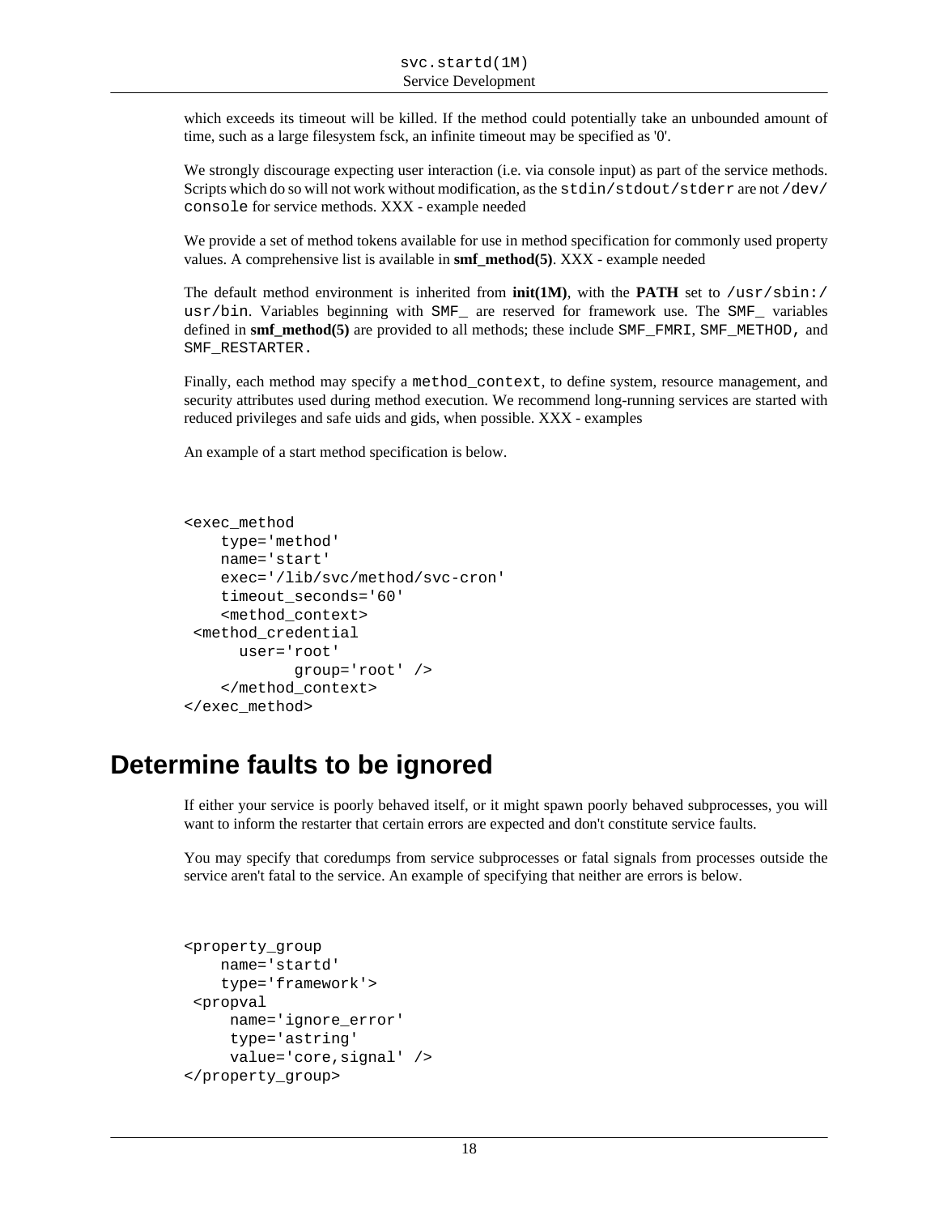which exceeds its timeout will be killed. If the method could potentially take an unbounded amount of time, such as a large filesystem fsck, an infinite timeout may be specified as '0'.

We strongly discourage expecting user interaction (i.e. via console input) as part of the service methods. Scripts which do so will not work without modification, as the `stdin/stdout/stderr` are not `/dev/console` for service methods. XXX - example needed

We provide a set of method tokens available for use in method specification for commonly used property values. A comprehensive list is available in **smf_method(5)**. XXX - example needed

The default method environment is inherited from **init(1M)**, with the **PATH** set to `/usr/sbin:/usr/bin`. Variables beginning with `SMF_` are reserved for framework use. The `SMF_` variables defined in **smf_method(5)** are provided to all methods; these include `SMF_FMRI`, `SMF_METHOD`, and `SMF_RESTARTER`.

Finally, each method may specify a `method_context`, to define system, resource management, and security attributes used during method execution. We recommend long-running services are started with reduced privileges and safe uids and gids, when possible. XXX - examples

An example of a start method specification is below.

```
<exec_method
    type='method'
    name='start'
    exec='/lib/svc/method/svc-cron'
    timeout_seconds='60'
    <method_context>
 <method_credential
      user='root'
            group='root' />
    </method_context>
</exec_method>
```

# Determine faults to be ignored

If either your service is poorly behaved itself, or it might spawn poorly behaved subprocesses, you will want to inform the restarter that certain errors are expected and don't constitute service faults.

You may specify that coredumps from service subprocesses or fatal signals from processes outside the service aren't fatal to the service. An example of specifying that neither are errors is below.

```
<property_group
    name='startd'
    type='framework'>
 <propval
     name='ignore_error'
     type='astring'
     value='core,signal' />
</property_group>
```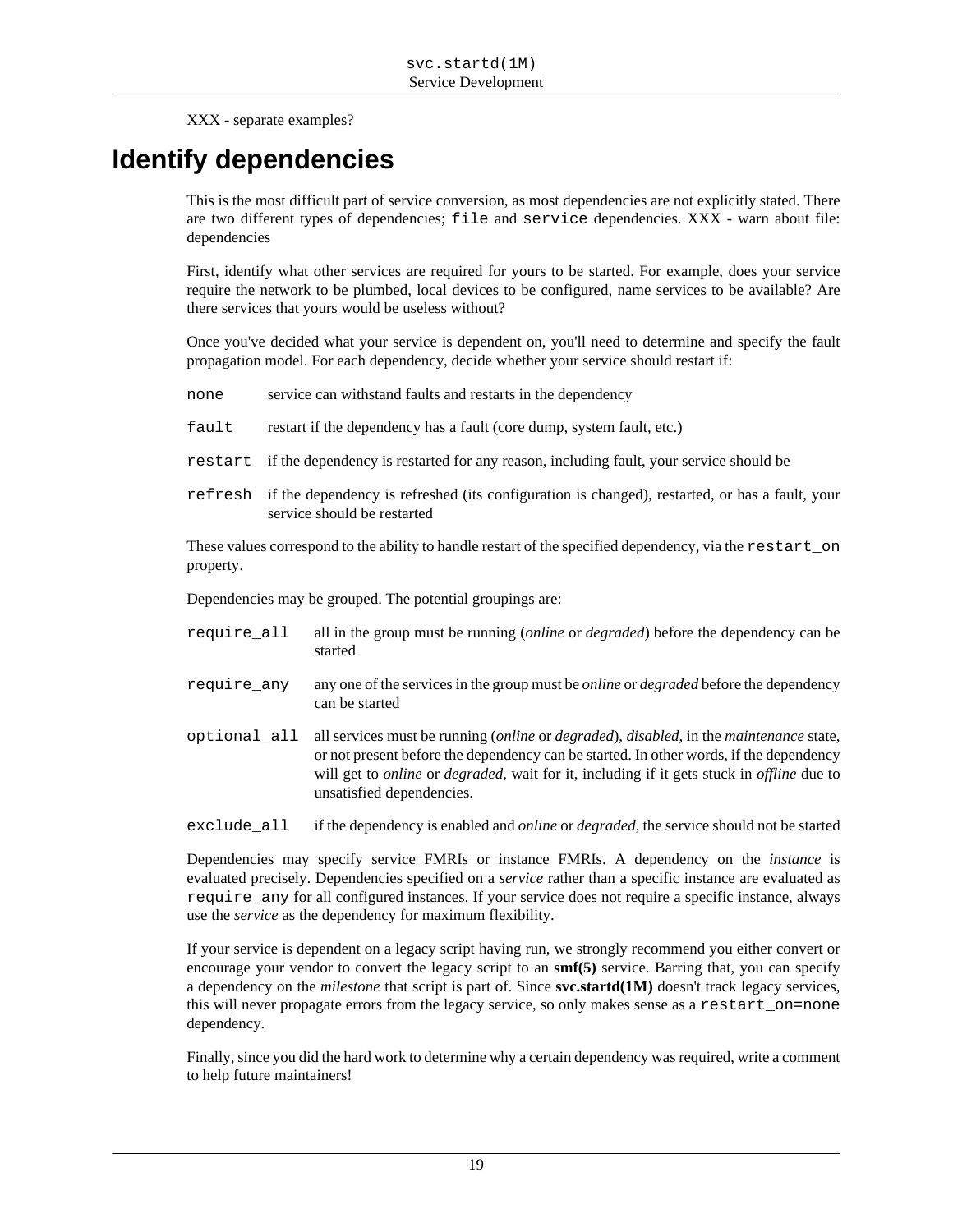XXX - separate examples?

# Identify dependencies

This is the most difficult part of service conversion, as most dependencies are not explicitly stated. There are two different types of dependencies; `file` and `service` dependencies. XXX - warn about file: dependencies

First, identify what other services are required for yours to be started. For example, does your service require the network to be plumbed, local devices to be configured, name services to be available? Are there services that yours would be useless without?

Once you've decided what your service is dependent on, you'll need to determine and specify the fault propagation model. For each dependency, decide whether your service should restart if:

`none`
: service can withstand faults and restarts in the dependency

`fault`
: restart if the dependency has a fault (core dump, system fault, etc.)

`restart`
: if the dependency is restarted for any reason, including fault, your service should be

`refresh`
: if the dependency is refreshed (its configuration is changed), restarted, or has a fault, your service should be restarted

These values correspond to the ability to handle restart of the specified dependency, via the `restart_on` property.

Dependencies may be grouped. The potential groupings are:

`require_all`
: all in the group must be running (*online* or *degraded*) before the dependency can be started

`require_any`
: any one of the services in the group must be *online* or *degraded* before the dependency can be started

`optional_all`
: all services must be running (*online* or *degraded*), *disabled*, in the *maintenance* state, or not present before the dependency can be started. In other words, if the dependency will get to *online* or *degraded*, wait for it, including if it gets stuck in *offline* due to unsatisfied dependencies.

`exclude_all`
: if the dependency is enabled and *online* or *degraded*, the service should not be started

Dependencies may specify service FMRIs or instance FMRIs. A dependency on the *instance* is evaluated precisely. Dependencies specified on a *service* rather than a specific instance are evaluated as `require_any` for all configured instances. If your service does not require a specific instance, always use the *service* as the dependency for maximum flexibility.

If your service is dependent on a legacy script having run, we strongly recommend you either convert or encourage your vendor to convert the legacy script to an **smf(5)** service. Barring that, you can specify a dependency on the *milestone* that script is part of. Since **svc.startd(1M)** doesn't track legacy services, this will never propagate errors from the legacy service, so only makes sense as a `restart_on=none` dependency.

Finally, since you did the hard work to determine why a certain dependency was required, write a comment to help future maintainers!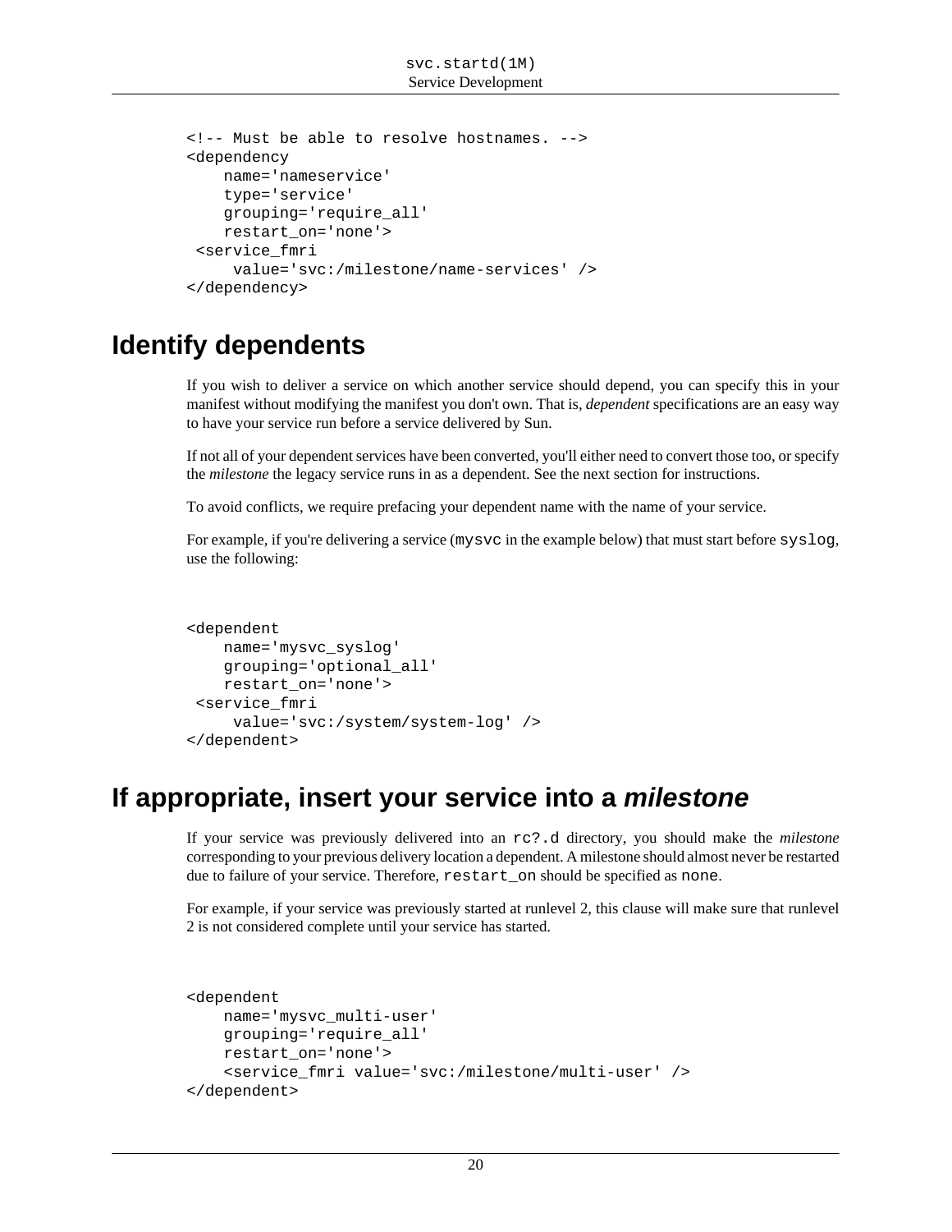```
<!-- Must be able to resolve hostnames. -->
<dependency
    name='nameservice'
    type='service'
    grouping='require_all'
    restart_on='none'>
 <service_fmri
     value='svc:/milestone/name-services' />
</dependency>
```

## Identify dependents

If you wish to deliver a service on which another service should depend, you can specify this in your manifest without modifying the manifest you don't own. That is, *dependent* specifications are an easy way to have your service run before a service delivered by Sun.

If not all of your dependent services have been converted, you'll either need to convert those too, or specify the *milestone* the legacy service runs in as a dependent. See the next section for instructions.

To avoid conflicts, we require prefacing your dependent name with the name of your service.

For example, if you're delivering a service (`mysvc` in the example below) that must start before `syslog`, use the following:

```
<dependent
    name='mysvc_syslog'
    grouping='optional_all'
    restart_on='none'>
 <service_fmri
     value='svc:/system/system-log' />
</dependent>
```

## If appropriate, insert your service into a *milestone*

If your service was previously delivered into an `rc?.d` directory, you should make the *milestone* corresponding to your previous delivery location a dependent. A milestone should almost never be restarted due to failure of your service. Therefore, `restart_on` should be specified as `none`.

For example, if your service was previously started at runlevel 2, this clause will make sure that runlevel 2 is not considered complete until your service has started.

```
<dependent
    name='mysvc_multi-user'
    grouping='require_all'
    restart_on='none'>
    <service_fmri value='svc:/milestone/multi-user' />
</dependent>
```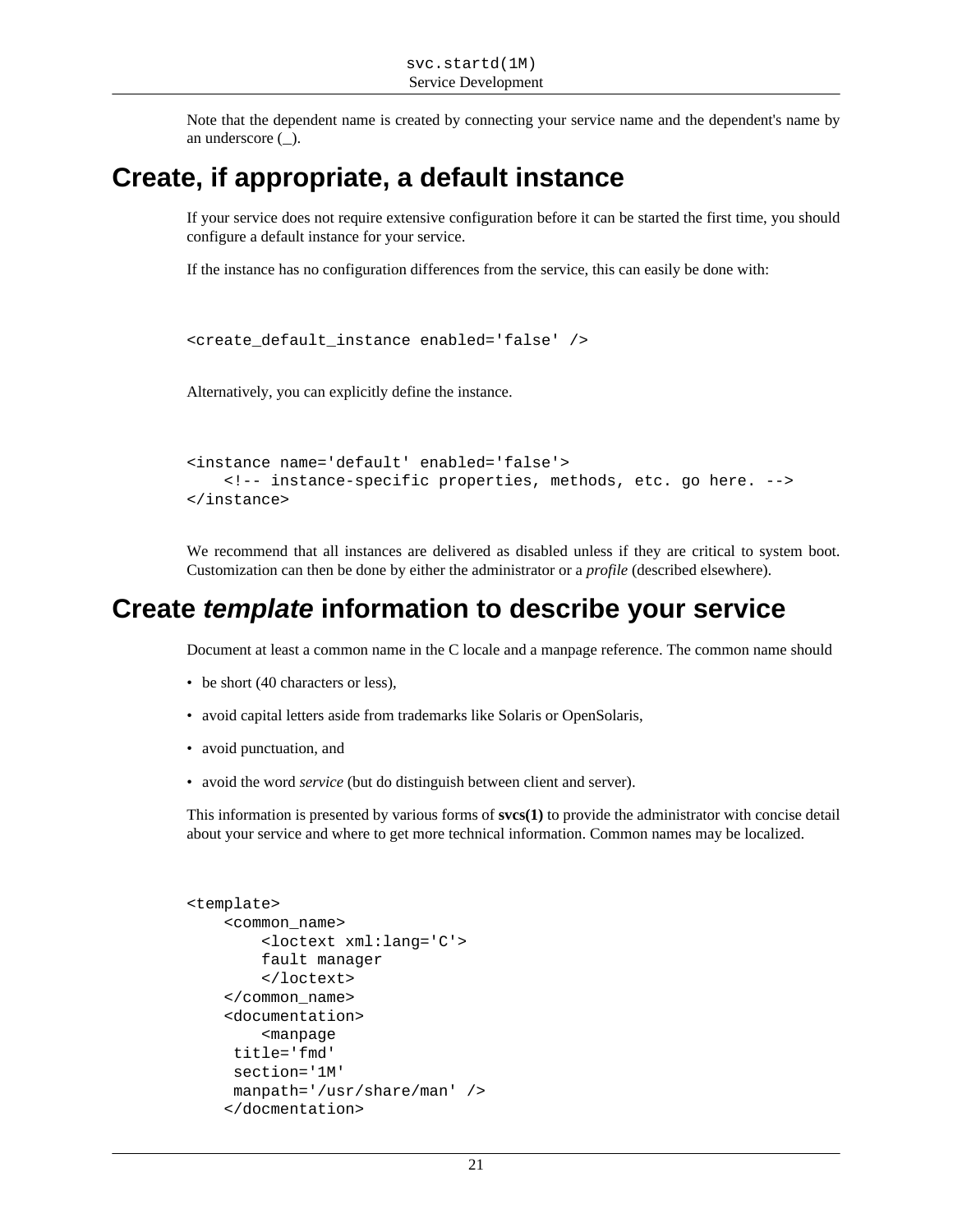Note that the dependent name is created by connecting your service name and the dependent's name by an underscore (_).

# Create, if appropriate, a default instance

If your service does not require extensive configuration before it can be started the first time, you should configure a default instance for your service.

If the instance has no configuration differences from the service, this can easily be done with:

```
<create_default_instance enabled='false' />
```

Alternatively, you can explicitly define the instance.

```
<instance name='default' enabled='false'>
    <!-- instance-specific properties, methods, etc. go here. -->
</instance>
```

We recommend that all instances are delivered as disabled unless if they are critical to system boot. Customization can then be done by either the administrator or a *profile* (described elsewhere).

# Create *template* information to describe your service

Document at least a common name in the C locale and a manpage reference. The common name should

- be short (40 characters or less),
- avoid capital letters aside from trademarks like Solaris or OpenSolaris,
- avoid punctuation, and
- avoid the word *service* (but do distinguish between client and server).

This information is presented by various forms of **svcs(1)** to provide the administrator with concise detail about your service and where to get more technical information. Common names may be localized.

```
<template>
    <common_name>
        <loctext xml:lang='C'>
        fault manager
        </loctext>
    </common_name>
    <documentation>
        <manpage
     title='fmd'
     section='1M'
     manpath='/usr/share/man' />
    </docmentation>
```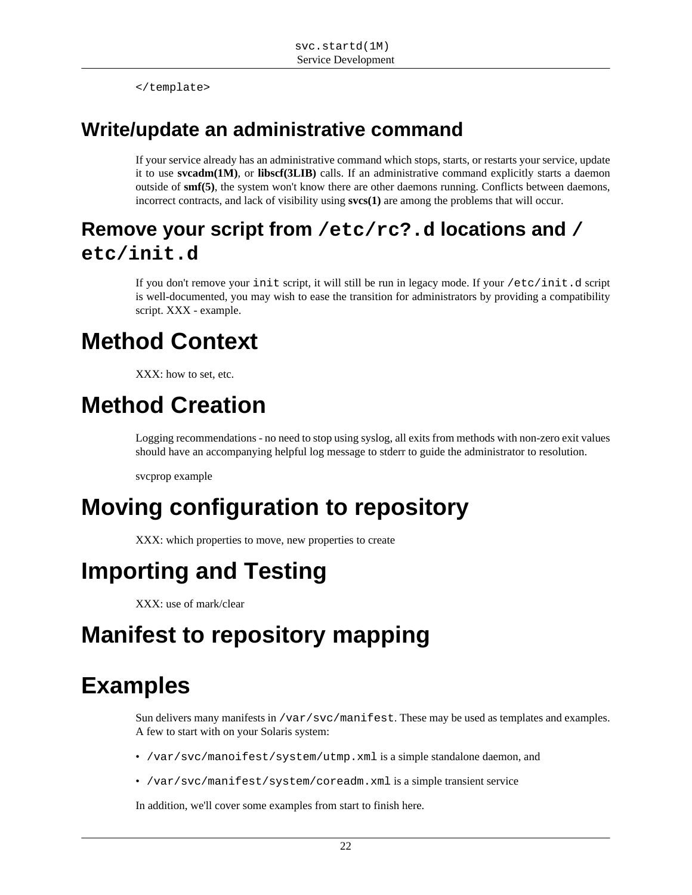```
</template>
```

## Write/update an administrative command

If your service already has an administrative command which stops, starts, or restarts your service, update it to use **svcadm(1M)**, or **libscf(3LIB)** calls. If an administrative command explicitly starts a daemon outside of **smf(5)**, the system won't know there are other daemons running. Conflicts between daemons, incorrect contracts, and lack of visibility using **svcs(1)** are among the problems that will occur.

## Remove your script from `/etc/rc?.d` locations and `/etc/init.d`

If you don't remove your `init` script, it will still be run in legacy mode. If your `/etc/init.d` script is well-documented, you may wish to ease the transition for administrators by providing a compatibility script. XXX - example.

# Method Context

XXX: how to set, etc.

# Method Creation

Logging recommendations - no need to stop using syslog, all exits from methods with non-zero exit values should have an accompanying helpful log message to stderr to guide the administrator to resolution.

svcprop example

# Moving configuration to repository

XXX: which properties to move, new properties to create

# Importing and Testing

XXX: use of mark/clear

# Manifest to repository mapping

# Examples

Sun delivers many manifests in `/var/svc/manifest`. These may be used as templates and examples. A few to start with on your Solaris system:

- `/var/svc/manoifest/system/utmp.xml` is a simple standalone daemon, and
- `/var/svc/manifest/system/coreadm.xml` is a simple transient service

In addition, we'll cover some examples from start to finish here.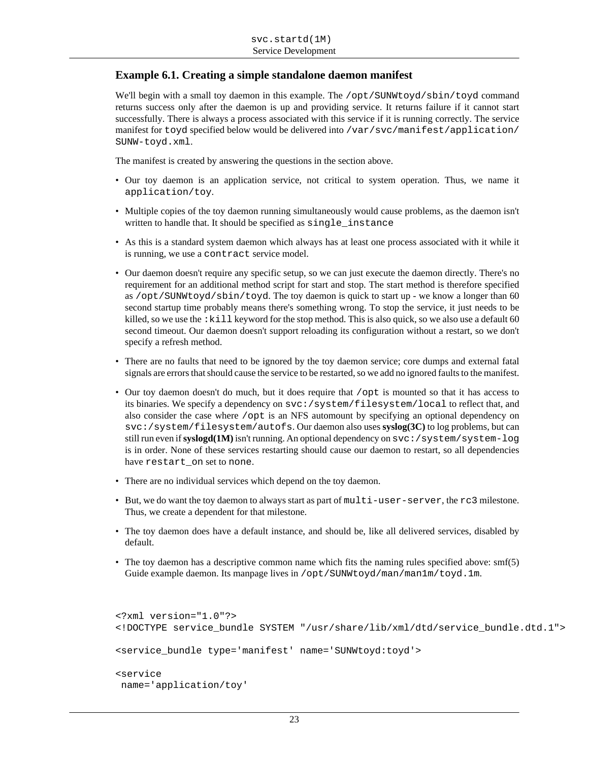### Example 6.1. Creating a simple standalone daemon manifest

We'll begin with a small toy daemon in this example. The `/opt/SUNWtoyd/sbin/toyd` command returns success only after the daemon is up and providing service. It returns failure if it cannot start successfully. There is always a process associated with this service if it is running correctly. The service manifest for `toyd` specified below would be delivered into `/var/svc/manifest/application/SUNW-toyd.xml`.

The manifest is created by answering the questions in the section above.

- Our toy daemon is an application service, not critical to system operation. Thus, we name it `application/toy`.
- Multiple copies of the toy daemon running simultaneously would cause problems, as the daemon isn't written to handle that. It should be specified as `single_instance`
- As this is a standard system daemon which always has at least one process associated with it while it is running, we use a `contract` service model.
- Our daemon doesn't require any specific setup, so we can just execute the daemon directly. There's no requirement for an additional method script for start and stop. The start method is therefore specified as `/opt/SUNWtoyd/sbin/toyd`. The toy daemon is quick to start up - we know a longer than 60 second startup time probably means there's something wrong. To stop the service, it just needs to be killed, so we use the `:kill` keyword for the stop method. This is also quick, so we also use a default 60 second timeout. Our daemon doesn't support reloading its configuration without a restart, so we don't specify a refresh method.
- There are no faults that need to be ignored by the toy daemon service; core dumps and external fatal signals are errors that should cause the service to be restarted, so we add no ignored faults to the manifest.
- Our toy daemon doesn't do much, but it does require that `/opt` is mounted so that it has access to its binaries. We specify a dependency on `svc:/system/filesystem/local` to reflect that, and also consider the case where `/opt` is an NFS automount by specifying an optional dependency on `svc:/system/filesystem/autofs`. Our daemon also uses **syslog(3C)** to log problems, but can still run even if **syslogd(1M)** isn't running. An optional dependency on `svc:/system/system-log` is in order. None of these services restarting should cause our daemon to restart, so all dependencies have `restart_on` set to `none`.
- There are no individual services which depend on the toy daemon.
- But, we do want the toy daemon to always start as part of `multi-user-server`, the `rc3` milestone. Thus, we create a dependent for that milestone.
- The toy daemon does have a default instance, and should be, like all delivered services, disabled by default.
- The toy daemon has a descriptive common name which fits the naming rules specified above: smf(5) Guide example daemon. Its manpage lives in `/opt/SUNWtoyd/man/man1m/toyd.1m`.

```
<?xml version="1.0"?>
<!DOCTYPE service_bundle SYSTEM "/usr/share/lib/xml/dtd/service_bundle.dtd.1">

<service_bundle type='manifest' name='SUNWtoyd:toyd'>

<service
 name='application/toy'
```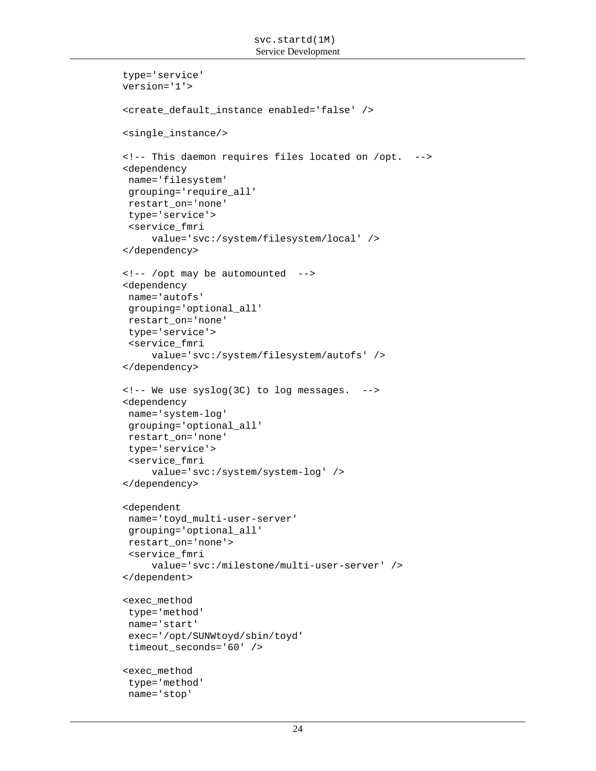```
type='service'
version='1'>

<create_default_instance enabled='false' />

<single_instance/>

<!-- This daemon requires files located on /opt.  -->
<dependency
 name='filesystem'
 grouping='require_all'
 restart_on='none'
 type='service'>
 <service_fmri
     value='svc:/system/filesystem/local' />
</dependency>

<!-- /opt may be automounted  -->
<dependency
 name='autofs'
 grouping='optional_all'
 restart_on='none'
 type='service'>
 <service_fmri
     value='svc:/system/filesystem/autofs' />
</dependency>

<!-- We use syslog(3C) to log messages.  -->
<dependency
 name='system-log'
 grouping='optional_all'
 restart_on='none'
 type='service'>
 <service_fmri
     value='svc:/system/system-log' />
</dependency>

<dependent
 name='toyd_multi-user-server'
 grouping='optional_all'
 restart_on='none'>
 <service_fmri
     value='svc:/milestone/multi-user-server' />
</dependent>

<exec_method
 type='method'
 name='start'
 exec='/opt/SUNWtoyd/sbin/toyd'
 timeout_seconds='60' />

<exec_method
 type='method'
 name='stop'
```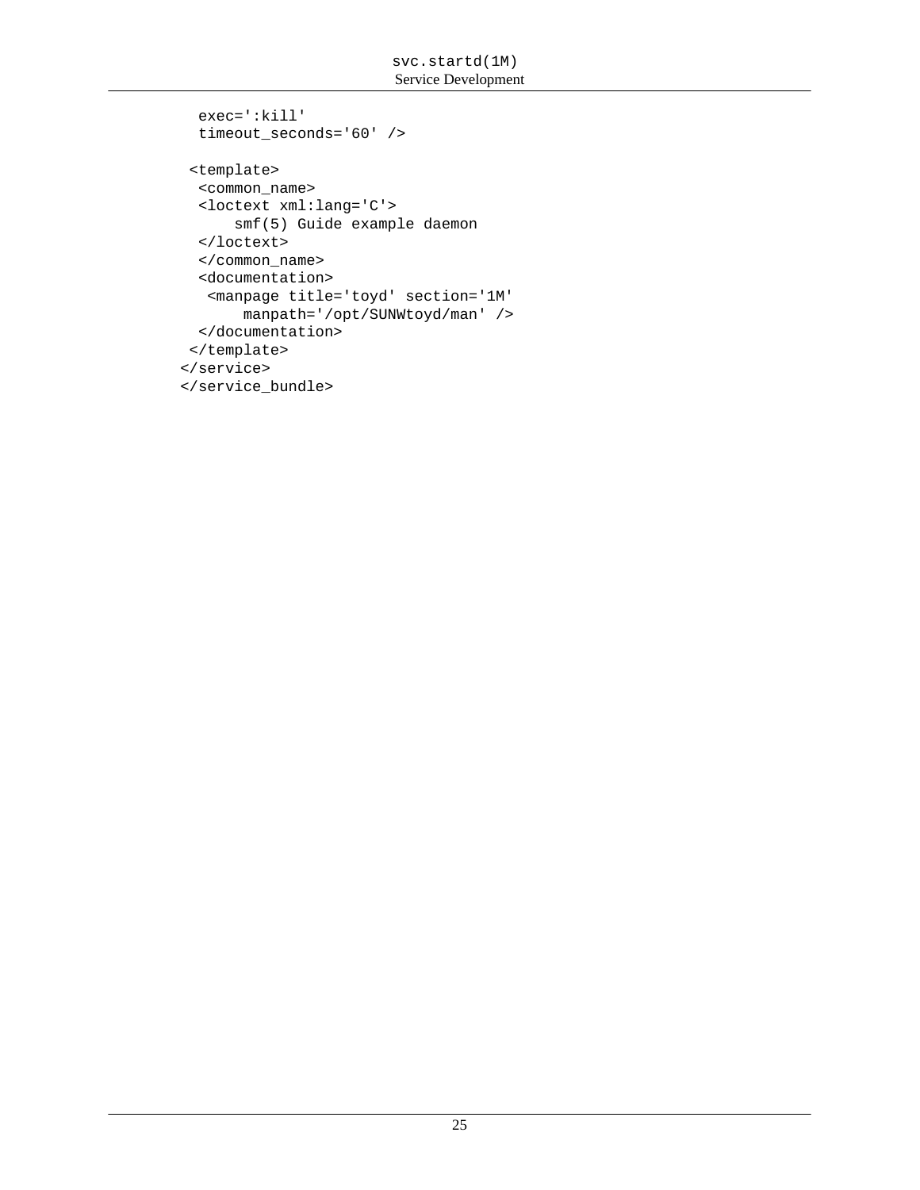```
    exec=':kill'
    timeout_seconds='60' />

   <template>
    <common_name>
    <loctext xml:lang='C'>
        smf(5) Guide example daemon
    </loctext>
    </common_name>
    <documentation>
     <manpage title='toyd' section='1M'
         manpath='/opt/SUNWtoyd/man' />
    </documentation>
   </template>
  </service>
  </service_bundle>
```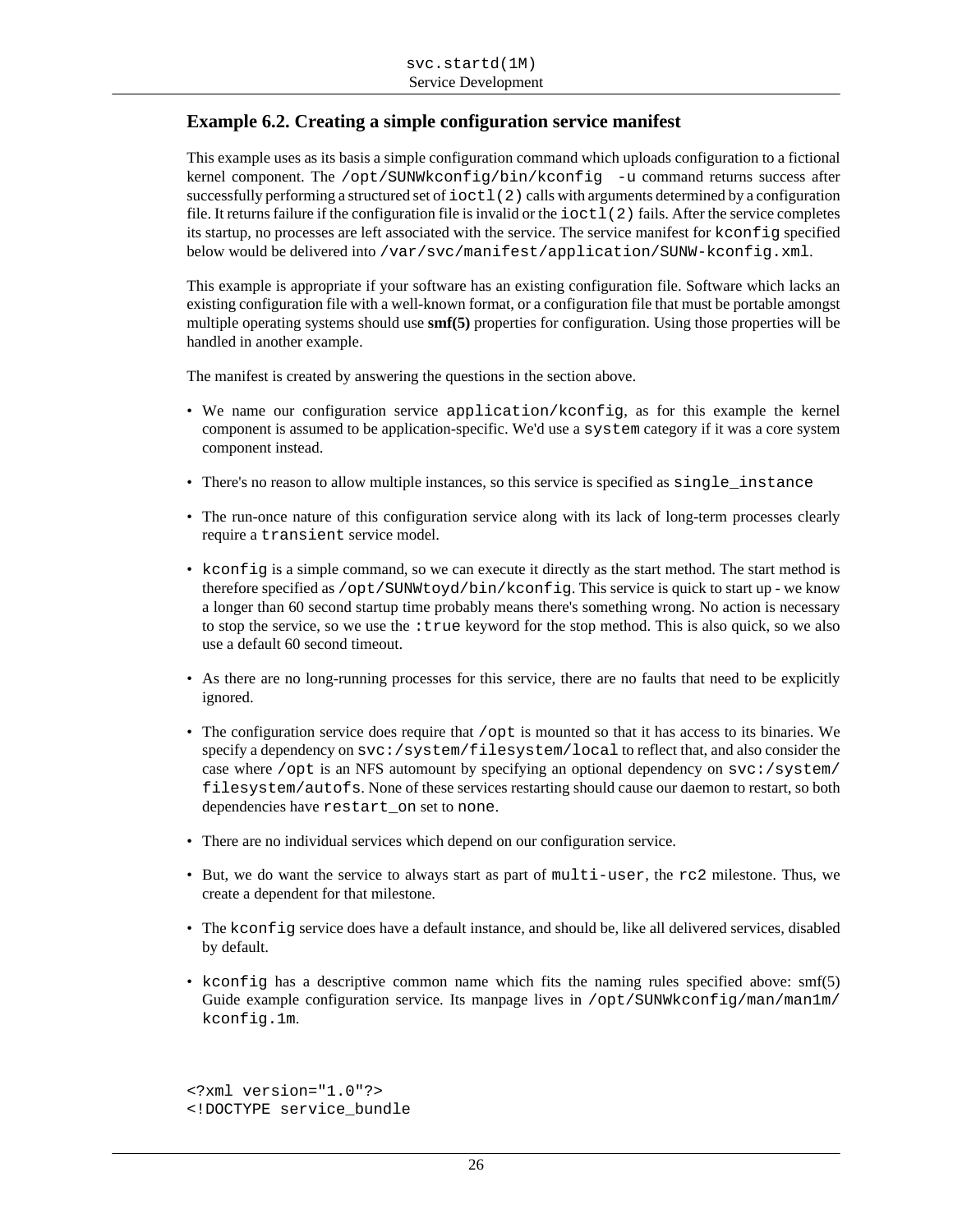### Example 6.2. Creating a simple configuration service manifest

This example uses as its basis a simple configuration command which uploads configuration to a fictional kernel component. The `/opt/SUNWkconfig/bin/kconfig -u` command returns success after successfully performing a structured set of `ioctl(2)` calls with arguments determined by a configuration file. It returns failure if the configuration file is invalid or the `ioctl(2)` fails. After the service completes its startup, no processes are left associated with the service. The service manifest for `kconfig` specified below would be delivered into `/var/svc/manifest/application/SUNW-kconfig.xml`.

This example is appropriate if your software has an existing configuration file. Software which lacks an existing configuration file with a well-known format, or a configuration file that must be portable amongst multiple operating systems should use **smf(5)** properties for configuration. Using those properties will be handled in another example.

The manifest is created by answering the questions in the section above.

- We name our configuration service `application/kconfig`, as for this example the kernel component is assumed to be application-specific. We'd use a `system` category if it was a core system component instead.
- There's no reason to allow multiple instances, so this service is specified as `single_instance`
- The run-once nature of this configuration service along with its lack of long-term processes clearly require a `transient` service model.
- `kconfig` is a simple command, so we can execute it directly as the start method. The start method is therefore specified as `/opt/SUNWtoyd/bin/kconfig`. This service is quick to start up - we know a longer than 60 second startup time probably means there's something wrong. No action is necessary to stop the service, so we use the `:true` keyword for the stop method. This is also quick, so we also use a default 60 second timeout.
- As there are no long-running processes for this service, there are no faults that need to be explicitly ignored.
- The configuration service does require that `/opt` is mounted so that it has access to its binaries. We specify a dependency on `svc:/system/filesystem/local` to reflect that, and also consider the case where `/opt` is an NFS automount by specifying an optional dependency on `svc:/system/filesystem/autofs`. None of these services restarting should cause our daemon to restart, so both dependencies have `restart_on` set to `none`.
- There are no individual services which depend on our configuration service.
- But, we do want the service to always start as part of `multi-user`, the `rc2` milestone. Thus, we create a dependent for that milestone.
- The `kconfig` service does have a default instance, and should be, like all delivered services, disabled by default.
- `kconfig` has a descriptive common name which fits the naming rules specified above: smf(5) Guide example configuration service. Its manpage lives in `/opt/SUNWkconfig/man/man1m/kconfig.1m`.

```
<?xml version="1.0"?>
<!DOCTYPE service_bundle
```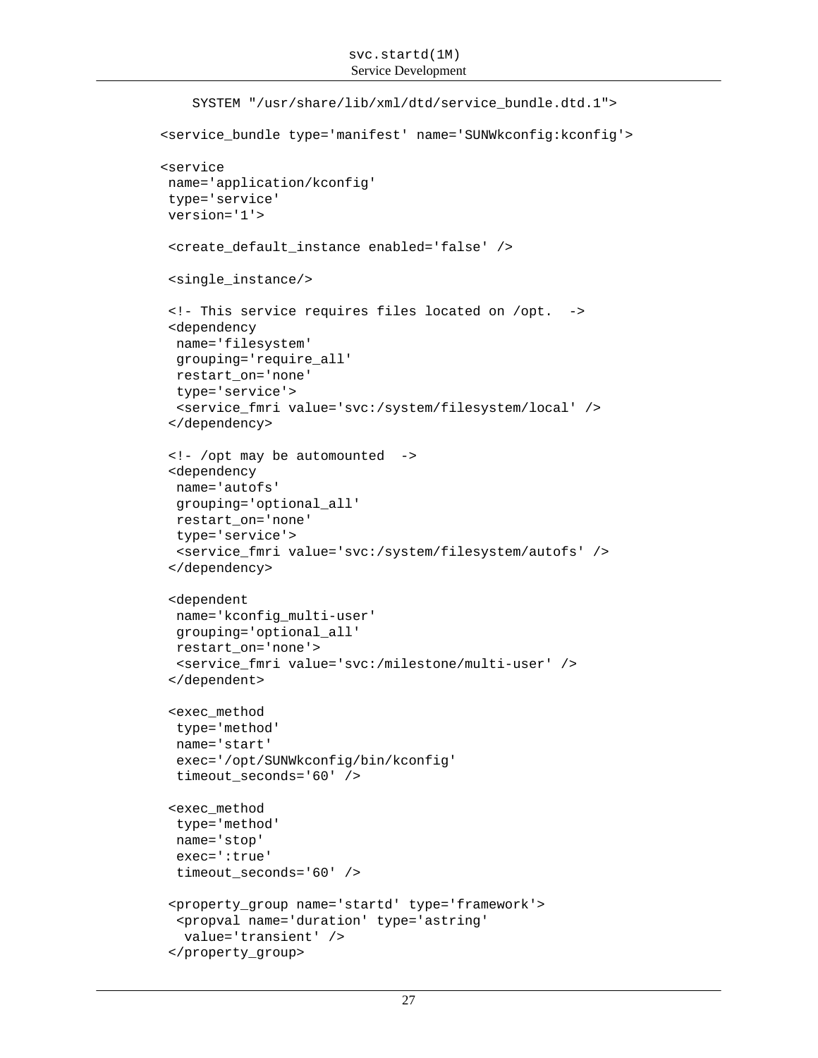```
    SYSTEM "/usr/share/lib/xml/dtd/service_bundle.dtd.1">

<service_bundle type='manifest' name='SUNWkconfig:kconfig'>

<service
 name='application/kconfig'
 type='service'
 version='1'>

 <create_default_instance enabled='false' />

 <single_instance/>

 <!- This service requires files located on /opt.  ->
 <dependency
  name='filesystem'
  grouping='require_all'
  restart_on='none'
  type='service'>
  <service_fmri value='svc:/system/filesystem/local' />
 </dependency>

 <!- /opt may be automounted  ->
 <dependency
  name='autofs'
  grouping='optional_all'
  restart_on='none'
  type='service'>
  <service_fmri value='svc:/system/filesystem/autofs' />
 </dependency>

 <dependent
  name='kconfig_multi-user'
  grouping='optional_all'
  restart_on='none'>
  <service_fmri value='svc:/milestone/multi-user' />
 </dependent>

 <exec_method
  type='method'
  name='start'
  exec='/opt/SUNWkconfig/bin/kconfig'
  timeout_seconds='60' />

 <exec_method
  type='method'
  name='stop'
  exec=':true'
  timeout_seconds='60' />

 <property_group name='startd' type='framework'>
  <propval name='duration' type='astring'
   value='transient' />
 </property_group>
```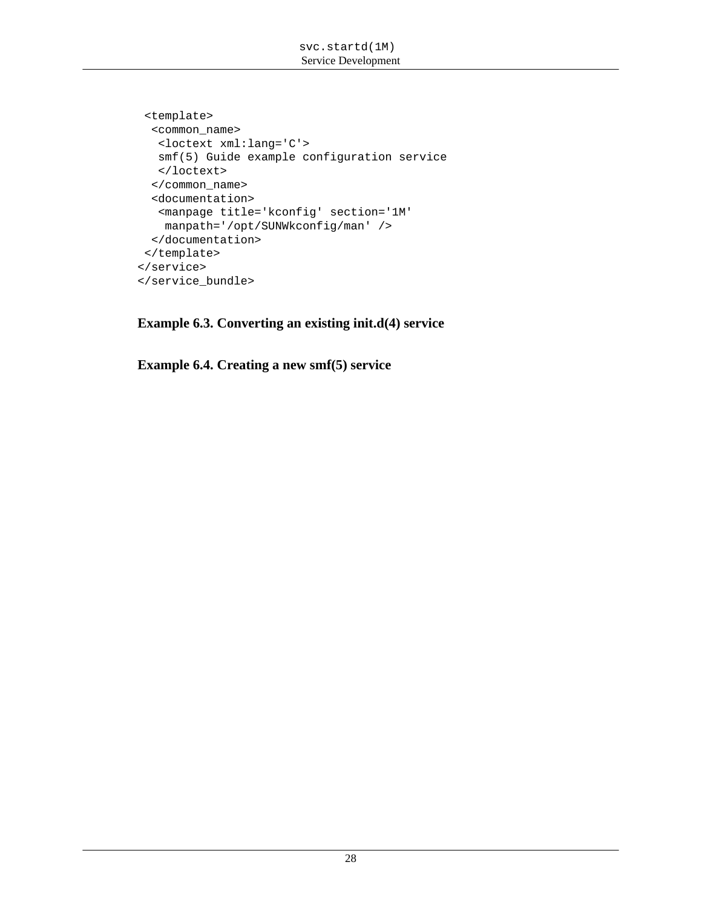```
 <template>
  <common_name>
   <loctext xml:lang='C'>
   smf(5) Guide example configuration service
   </loctext>
  </common_name>
  <documentation>
   <manpage title='kconfig' section='1M'
    manpath='/opt/SUNWkconfig/man' />
  </documentation>
 </template>
</service>
</service_bundle>
```

**Example 6.3. Converting an existing init.d(4) service**

**Example 6.4. Creating a new smf(5) service**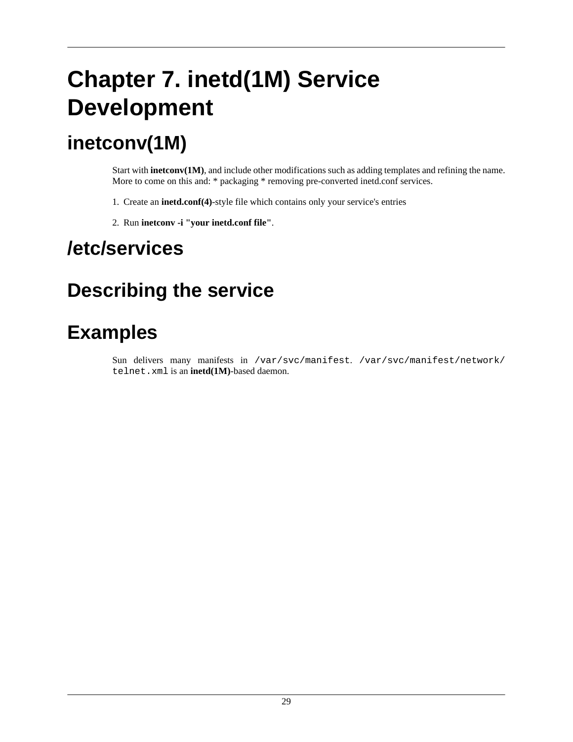# Chapter 7. inetd(1M) Service Development

## inetconv(1M)

Start with **inetconv(1M)**, and include other modifications such as adding templates and refining the name. More to come on this and: * packaging * removing pre-converted inetd.conf services.

1. Create an **inetd.conf(4)**-style file which contains only your service's entries

2. Run **inetconv -i "your inetd.conf file"**.

## /etc/services

## Describing the service

## Examples

Sun delivers many manifests in `/var/svc/manifest`. `/var/svc/manifest/network/telnet.xml` is an **inetd(1M)**-based daemon.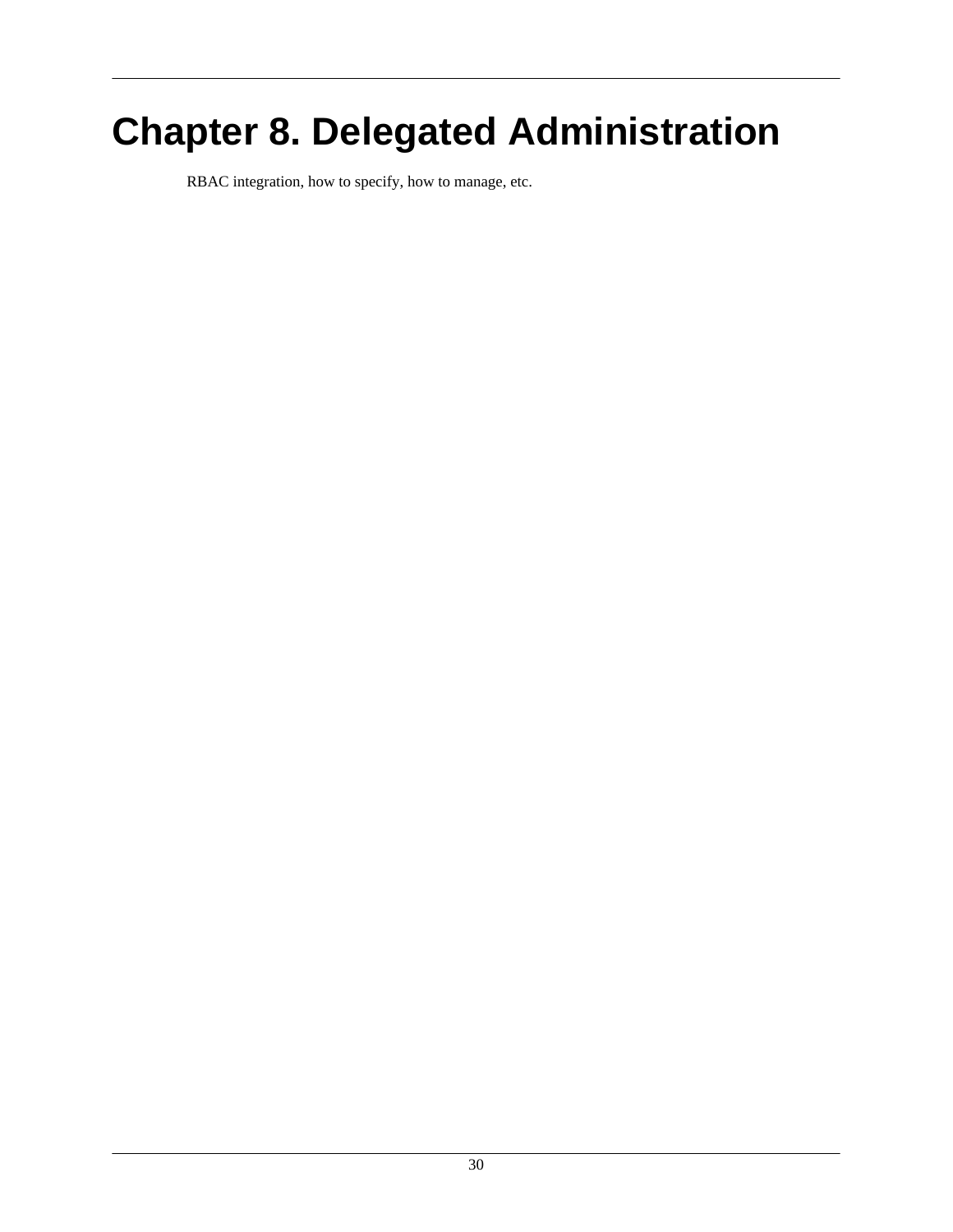# Chapter 8. Delegated Administration

RBAC integration, how to specify, how to manage, etc.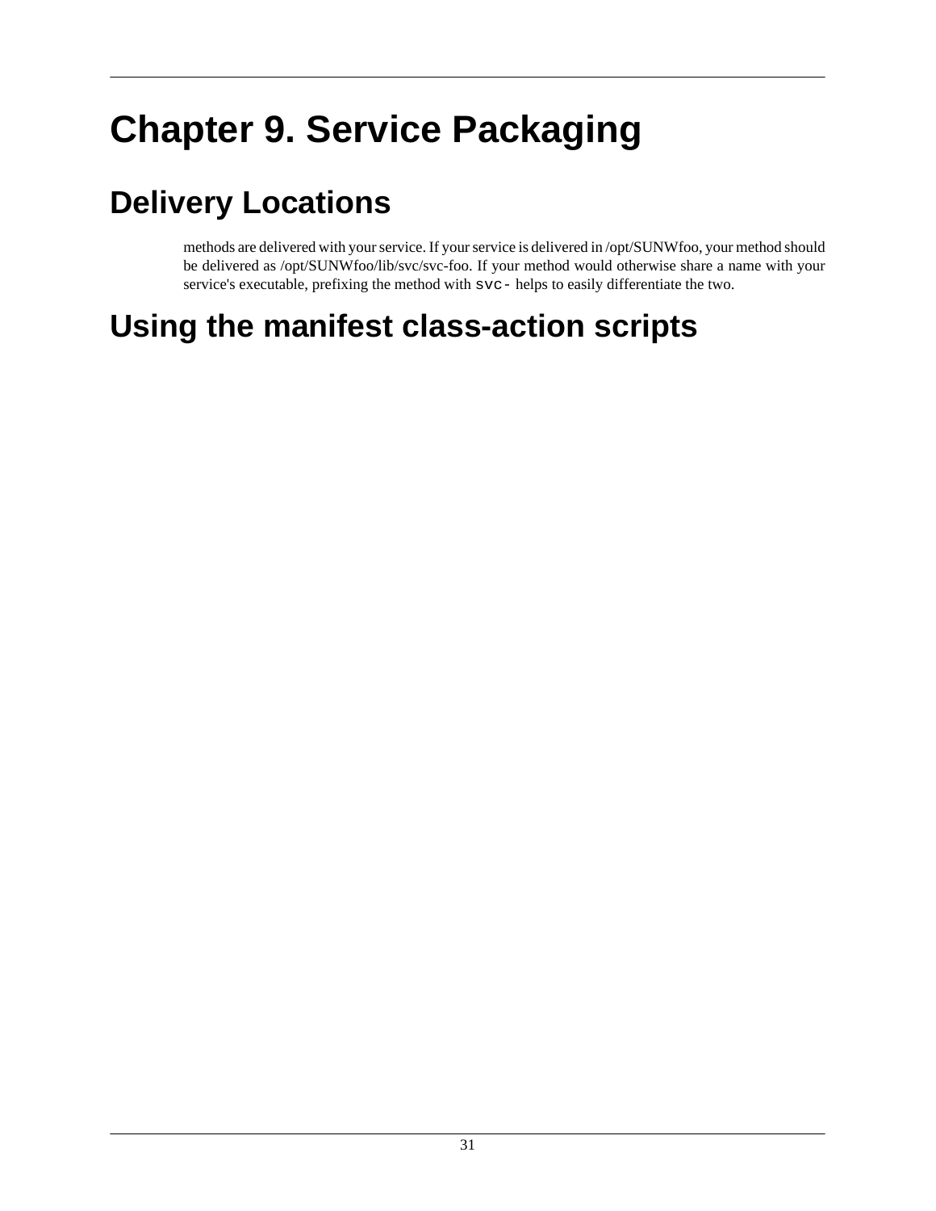# Chapter 9. Service Packaging

## Delivery Locations

methods are delivered with your service. If your service is delivered in /opt/SUNWfoo, your method should be delivered as /opt/SUNWfoo/lib/svc/svc-foo. If your method would otherwise share a name with your service's executable, prefixing the method with `svc-` helps to easily differentiate the two.

## Using the manifest class-action scripts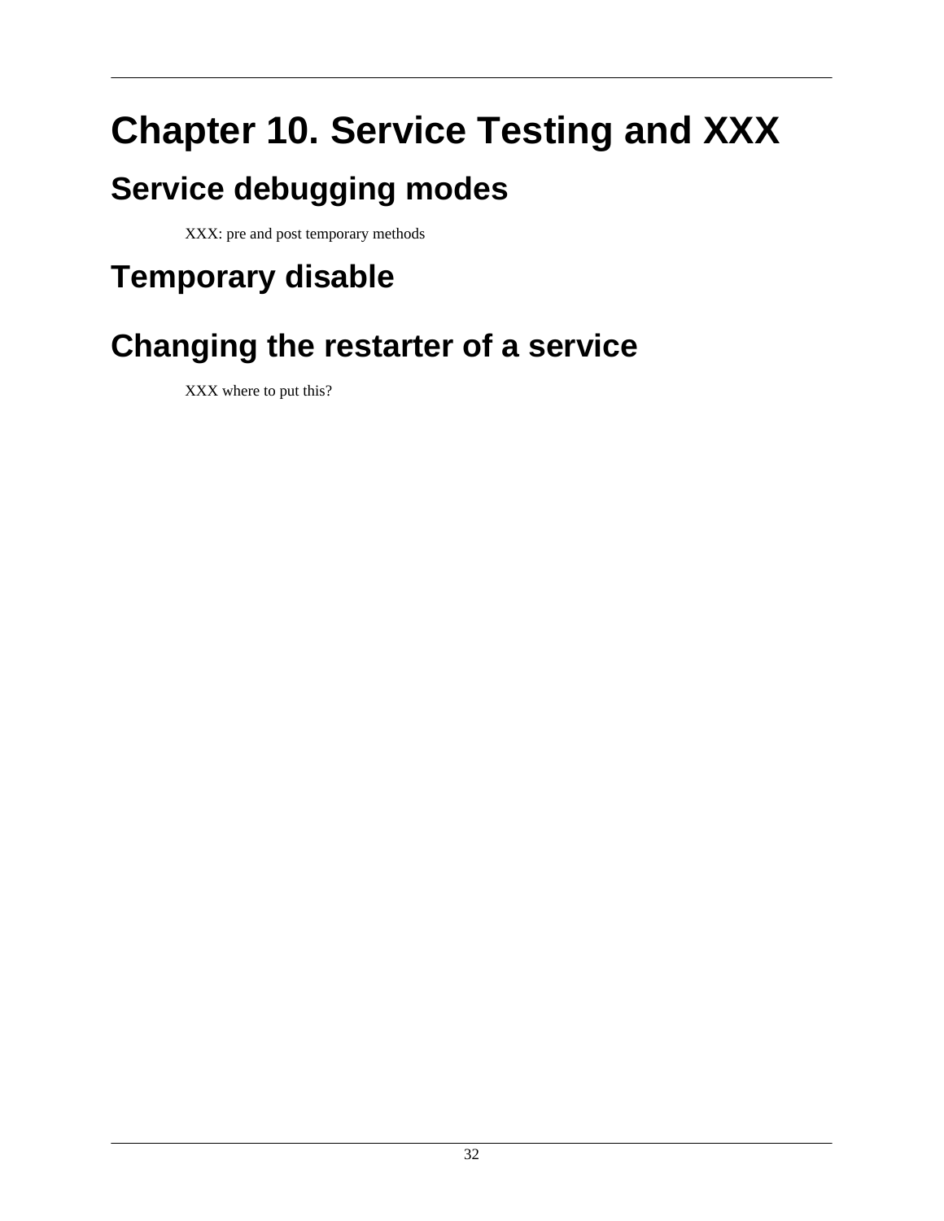# Chapter 10. Service Testing and XXX

## Service debugging modes

XXX: pre and post temporary methods

## Temporary disable

## Changing the restarter of a service

XXX where to put this?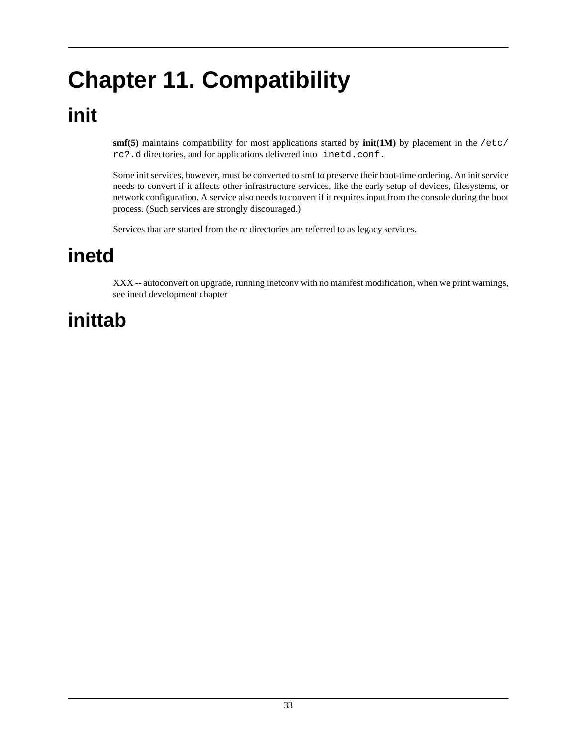# Chapter 11. Compatibility

## init

**smf(5)** maintains compatibility for most applications started by **init(1M)** by placement in the `/etc/rc?.d` directories, and for applications delivered into `inetd.conf.`

Some init services, however, must be converted to smf to preserve their boot-time ordering. An init service needs to convert if it affects other infrastructure services, like the early setup of devices, filesystems, or network configuration. A service also needs to convert if it requires input from the console during the boot process. (Such services are strongly discouraged.)

Services that are started from the rc directories are referred to as legacy services.

## inetd

XXX -- autoconvert on upgrade, running inetconv with no manifest modification, when we print warnings, see inetd development chapter

## inittab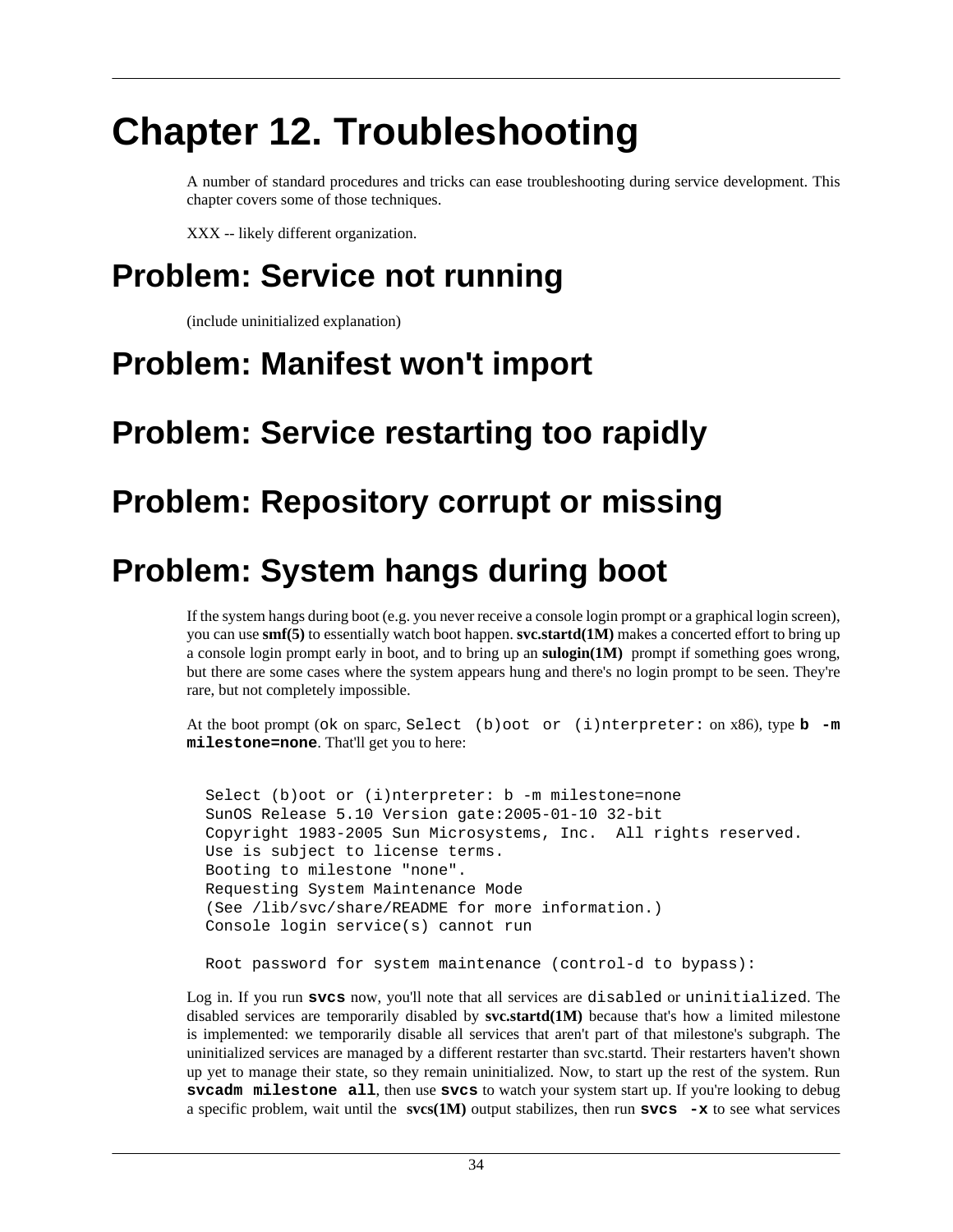# Chapter 12. Troubleshooting

A number of standard procedures and tricks can ease troubleshooting during service development. This chapter covers some of those techniques.

XXX -- likely different organization.

## Problem: Service not running

(include uninitialized explanation)

## Problem: Manifest won't import

## Problem: Service restarting too rapidly

## Problem: Repository corrupt or missing

## Problem: System hangs during boot

If the system hangs during boot (e.g. you never receive a console login prompt or a graphical login screen), you can use **smf(5)** to essentially watch boot happen. **svc.startd(1M)** makes a concerted effort to bring up a console login prompt early in boot, and to bring up an **sulogin(1M)** prompt if something goes wrong, but there are some cases where the system appears hung and there's no login prompt to be seen. They're rare, but not completely impossible.

At the boot prompt (`ok` on sparc, `Select (b)oot or (i)nterpreter:` on x86), type **`b -m milestone=none`**. That'll get you to here:

```
Select (b)oot or (i)nterpreter: b -m milestone=none
SunOS Release 5.10 Version gate:2005-01-10 32-bit
Copyright 1983-2005 Sun Microsystems, Inc.  All rights reserved.
Use is subject to license terms.
Booting to milestone "none".
Requesting System Maintenance Mode
(See /lib/svc/share/README for more information.)
Console login service(s) cannot run

Root password for system maintenance (control-d to bypass):
```

Log in. If you run **`svcs`** now, you'll note that all services are `disabled` or `uninitialized`. The disabled services are temporarily disabled by **svc.startd(1M)** because that's how a limited milestone is implemented: we temporarily disable all services that aren't part of that milestone's subgraph. The uninitialized services are managed by a different restarter than svc.startd. Their restarters haven't shown up yet to manage their state, so they remain uninitialized. Now, to start up the rest of the system. Run **`svcadm milestone all`**, then use **`svcs`** to watch your system start up. If you're looking to debug a specific problem, wait until the **svcs(1M)** output stabilizes, then run **`svcs -x`** to see what services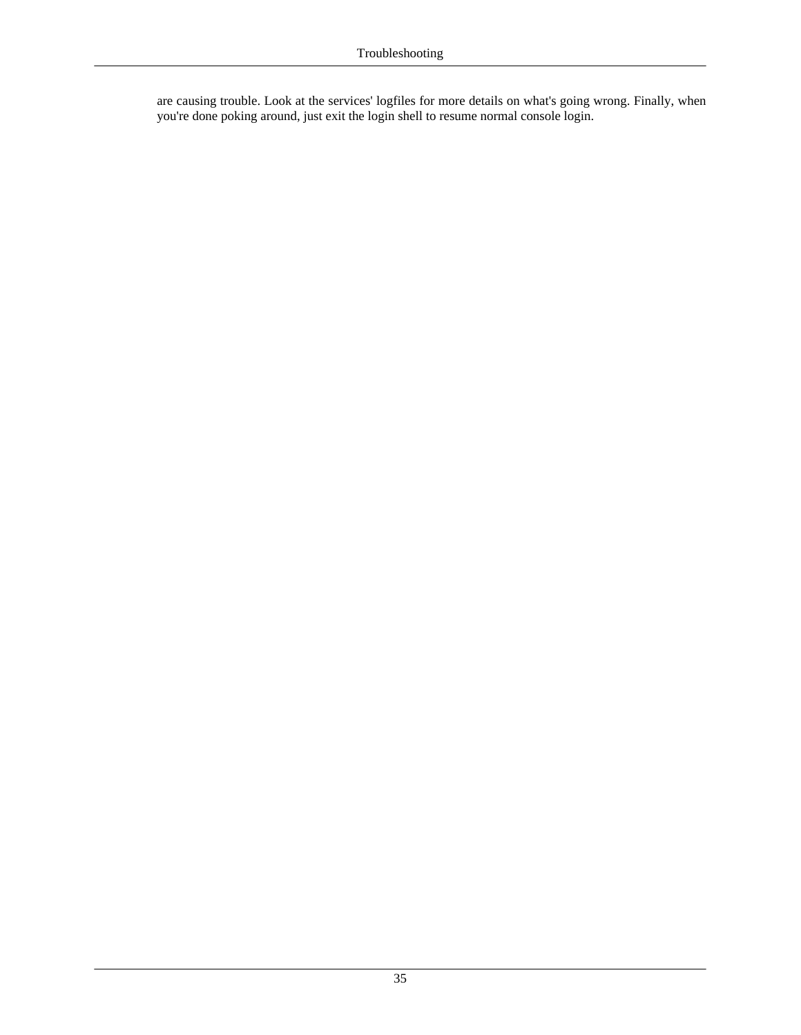are causing trouble. Look at the services' logfiles for more details on what's going wrong. Finally, when you're done poking around, just exit the login shell to resume normal console login.